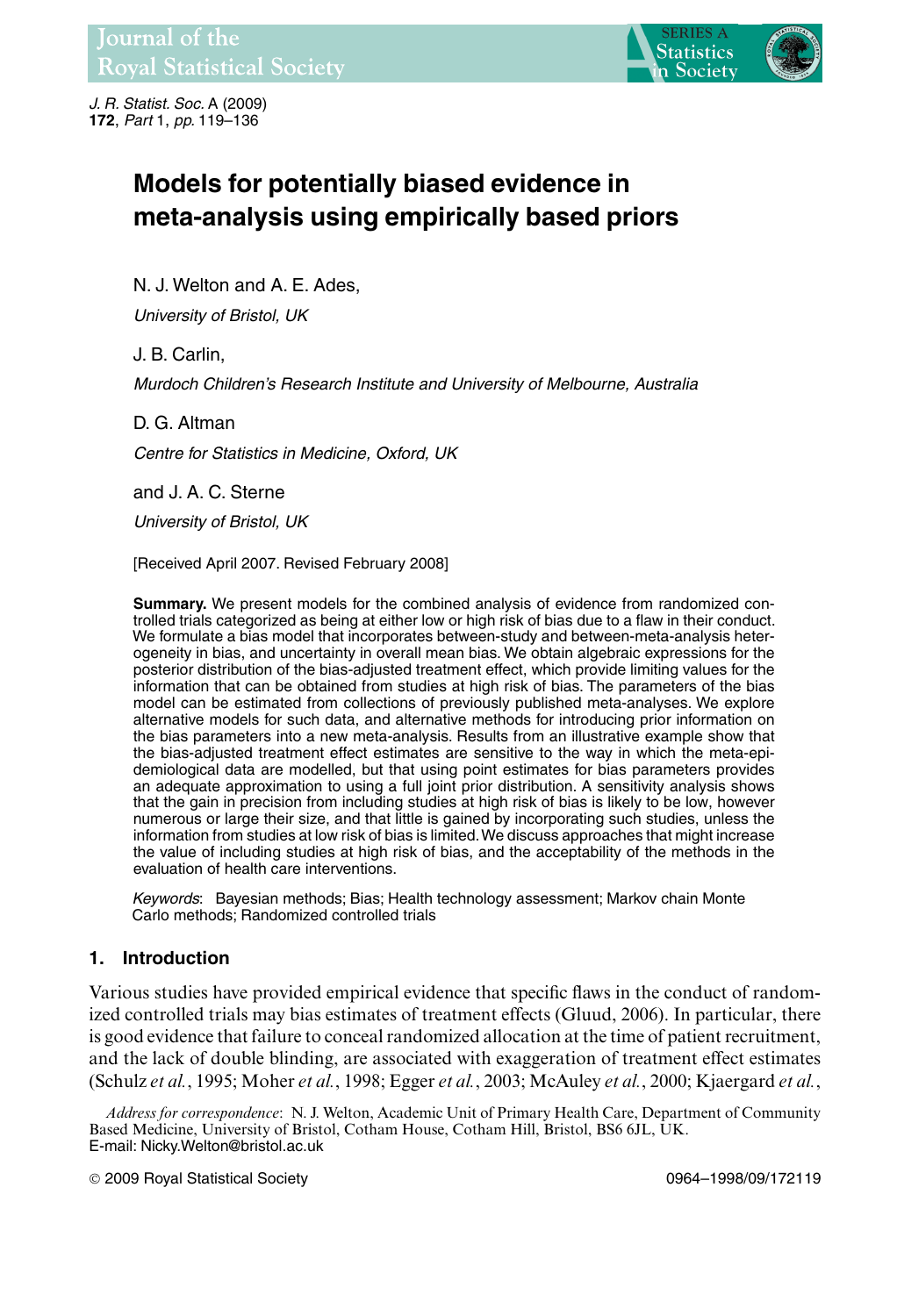# Models for potentially biased evidence in meta-analysis using empirically based priors

N. J. Welton and A. E. Ades,

*University of Bristol, UK*

J. B. Carlin,

*Murdoch Children's Research Institute and University of Melbourne, Australia*

D. G. Altman

*Centre for Statistics in Medicine, Oxford, UK*

and J. A. C. Sterne

*University of Bristol, UK*

[Received April 2007. Revised February 2008]

**Summary.** We present models for the combined analysis of evidence from randomized controlled trials categorized as being at either low or high risk of bias due to a flaw in their conduct. We formulate a bias model that incorporates between-study and between-meta-analysis heterogeneity in bias, and uncertainty in overall mean bias. We obtain algebraic expressions for the posterior distribution of the bias-adjusted treatment effect, which provide limiting values for the information that can be obtained from studies at high risk of bias. The parameters of the bias model can be estimated from collections of previously published meta-analyses. We explore alternative models for such data, and alternative methods for introducing prior information on the bias parameters into a new meta-analysis. Results from an illustrative example show that the bias-adjusted treatment effect estimates are sensitive to the way in which the meta-epidemiological data are modelled, but that using point estimates for bias parameters provides an adequate approximation to using a full joint prior distribution. A sensitivity analysis shows that the gain in precision from including studies at high risk of bias is likely to be low, however numerous or large their size, and that little is gained by incorporating such studies, unless the information from studies at low risk of bias is limited. We discuss approaches that might increase the value of including studies at high risk of bias, and the acceptability of the methods in the evaluation of health care interventions.

*Keywords*: Bayesian methods; Bias; Health technology assessment; Markov chain Monte Carlo methods; Randomized controlled trials

## 1. Introduction

Various studies have provided empirical evidence that specific flaws in the conduct of randomized controlled trials may bias estimates of treatment effects (Gluud, 2006). In particular, there is good evidence that failure to conceal randomized allocation at the time of patient recruitment, and the lack of double blinding, are associated with exaggeration of treatment effect estimates (Schulz *et al.*, 1995; Moher *et al.*, 1998; Egger *et al.*, 2003; McAuley *et al.*, 2000; Kjaergard *et al.*,

*Address for correspondence*: N. J. Welton, Academic Unit of Primary Health Care, Department of Community Based Medicine, University of Bristol, Cotham House, Cotham Hill, Bristol, BS6 6JL, UK.
E-mail: Nicky.Welton@bristol.ac.uk

© 2009 Royal Statistical Society 0964–1998/09/172119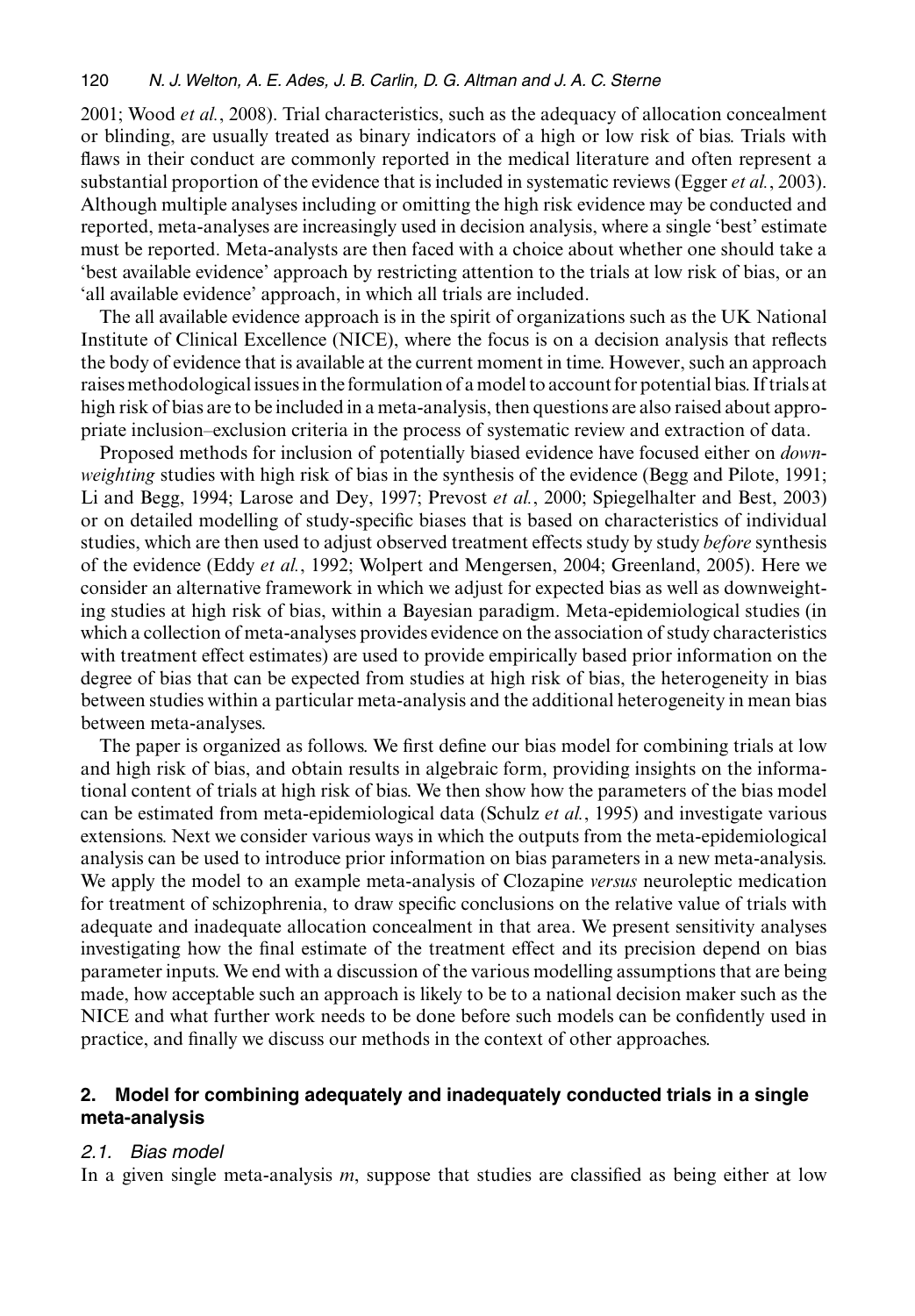2001; Wood *et al.*, 2008). Trial characteristics, such as the adequacy of allocation concealment or blinding, are usually treated as binary indicators of a high or low risk of bias. Trials with flaws in their conduct are commonly reported in the medical literature and often represent a substantial proportion of the evidence that is included in systematic reviews (Egger *et al.*, 2003). Although multiple analyses including or omitting the high risk evidence may be conducted and reported, meta-analyses are increasingly used in decision analysis, where a single 'best' estimate must be reported. Meta-analysts are then faced with a choice about whether one should take a 'best available evidence' approach by restricting attention to the trials at low risk of bias, or an 'all available evidence' approach, in which all trials are included.

The all available evidence approach is in the spirit of organizations such as the UK National Institute of Clinical Excellence (NICE), where the focus is on a decision analysis that reflects the body of evidence that is available at the current moment in time. However, such an approach raises methodological issues in the formulation of a model to account for potential bias. If trials at high risk of bias are to be included in a meta-analysis, then questions are also raised about appropriate inclusion–exclusion criteria in the process of systematic review and extraction of data.

Proposed methods for inclusion of potentially biased evidence have focused either on *downweighting* studies with high risk of bias in the synthesis of the evidence (Begg and Pilote, 1991; Li and Begg, 1994; Larose and Dey, 1997; Prevost *et al.*, 2000; Spiegelhalter and Best, 2003) or on detailed modelling of study-specific biases that is based on characteristics of individual studies, which are then used to adjust observed treatment effects study by study *before* synthesis of the evidence (Eddy *et al.*, 1992; Wolpert and Mengersen, 2004; Greenland, 2005). Here we consider an alternative framework in which we adjust for expected bias as well as downweighting studies at high risk of bias, within a Bayesian paradigm. Meta-epidemiological studies (in which a collection of meta-analyses provides evidence on the association of study characteristics with treatment effect estimates) are used to provide empirically based prior information on the degree of bias that can be expected from studies at high risk of bias, the heterogeneity in bias between studies within a particular meta-analysis and the additional heterogeneity in mean bias between meta-analyses.

The paper is organized as follows. We first define our bias model for combining trials at low and high risk of bias, and obtain results in algebraic form, providing insights on the informational content of trials at high risk of bias. We then show how the parameters of the bias model can be estimated from meta-epidemiological data (Schulz *et al.*, 1995) and investigate various extensions. Next we consider various ways in which the outputs from the meta-epidemiological analysis can be used to introduce prior information on bias parameters in a new meta-analysis. We apply the model to an example meta-analysis of Clozapine *versus* neuroleptic medication for treatment of schizophrenia, to draw specific conclusions on the relative value of trials with adequate and inadequate allocation concealment in that area. We present sensitivity analyses investigating how the final estimate of the treatment effect and its precision depend on bias parameter inputs. We end with a discussion of the various modelling assumptions that are being made, how acceptable such an approach is likely to be to a national decision maker such as the NICE and what further work needs to be done before such models can be confidently used in practice, and finally we discuss our methods in the context of other approaches.

## 2. Model for combining adequately and inadequately conducted trials in a single meta-analysis

### 2.1. Bias model

In a given single meta-analysis $m$, suppose that studies are classified as being either at low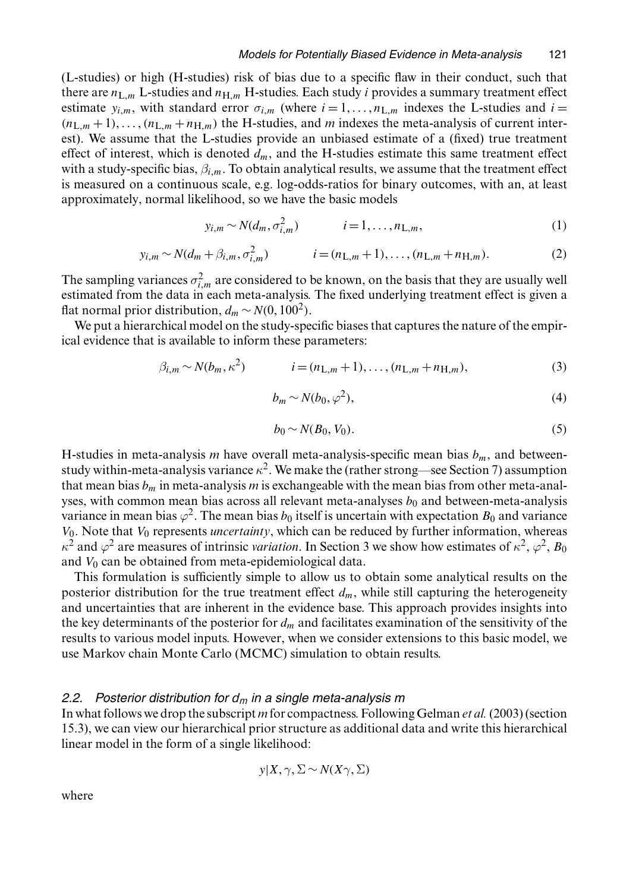(L-studies) or high (H-studies) risk of bias due to a specific flaw in their conduct, such that there are $n_{L,m}$ L-studies and $n_{H,m}$ H-studies. Each study $i$ provides a summary treatment effect estimate $y_{i,m}$, with standard error $\sigma_{i,m}$ (where $i = 1, \ldots, n_{L,m}$ indexes the L-studies and $i = (n_{L,m}+1), \ldots, (n_{L,m}+n_{H,m})$ the H-studies, and $m$ indexes the meta-analysis of current interest). We assume that the L-studies provide an unbiased estimate of a (fixed) true treatment effect of interest, which is denoted $d_m$, and the H-studies estimate this same treatment effect with a study-specific bias, $\beta_{i,m}$. To obtain analytical results, we assume that the treatment effect is measured on a continuous scale, e.g. log-odds-ratios for binary outcomes, with an, at least approximately, normal likelihood, so we have the basic models

$$y_{i,m} \sim N(d_m, \sigma_{i,m}^2) \qquad i = 1, \ldots, n_{L,m}, \tag{1}$$

$$y_{i,m} \sim N(d_m + \beta_{i,m}, \sigma_{i,m}^2) \qquad i = (n_{L,m}+1), \ldots, (n_{L,m}+n_{H,m}). \tag{2}$$

The sampling variances $\sigma_{i,m}^2$ are considered to be known, on the basis that they are usually well estimated from the data in each meta-analysis. The fixed underlying treatment effect is given a flat normal prior distribution, $d_m \sim N(0, 100^2)$.

We put a hierarchical model on the study-specific biases that captures the nature of the empirical evidence that is available to inform these parameters:

$$\beta_{i,m} \sim N(b_m, \kappa^2) \qquad i = (n_{L,m}+1), \ldots, (n_{L,m}+n_{H,m}), \tag{3}$$

$$b_m \sim N(b_0, \varphi^2), \tag{4}$$

$$b_0 \sim N(B_0, V_0). \tag{5}$$

H-studies in meta-analysis $m$ have overall meta-analysis-specific mean bias $b_m$, and between-study within-meta-analysis variance $\kappa^2$. We make the (rather strong—see Section 7) assumption that mean bias $b_m$ in meta-analysis $m$ is exchangeable with the mean bias from other meta-analyses, with common mean bias across all relevant meta-analyses $b_0$ and between-meta-analysis variance in mean bias $\varphi^2$. The mean bias $b_0$ itself is uncertain with expectation $B_0$ and variance $V_0$. Note that $V_0$ represents *uncertainty*, which can be reduced by further information, whereas $\kappa^2$ and $\varphi^2$ are measures of intrinsic *variation*. In Section 3 we show how estimates of $\kappa^2$, $\varphi^2$, $B_0$ and $V_0$ can be obtained from meta-epidemiological data.

This formulation is sufficiently simple to allow us to obtain some analytical results on the posterior distribution for the true treatment effect $d_m$, while still capturing the heterogeneity and uncertainties that are inherent in the evidence base. This approach provides insights into the key determinants of the posterior for $d_m$ and facilitates examination of the sensitivity of the results to various model inputs. However, when we consider extensions to this basic model, we use Markov chain Monte Carlo (MCMC) simulation to obtain results.

### 2.2. Posterior distribution for $d_m$ in a single meta-analysis $m$

In what follows we drop the subscript $m$ for compactness. Following Gelman *et al.* (2003) (section 15.3), we can view our hierarchical prior structure as additional data and write this hierarchical linear model in the form of a single likelihood:

$$y | X, \gamma, \Sigma \sim N(X\gamma, \Sigma)$$

where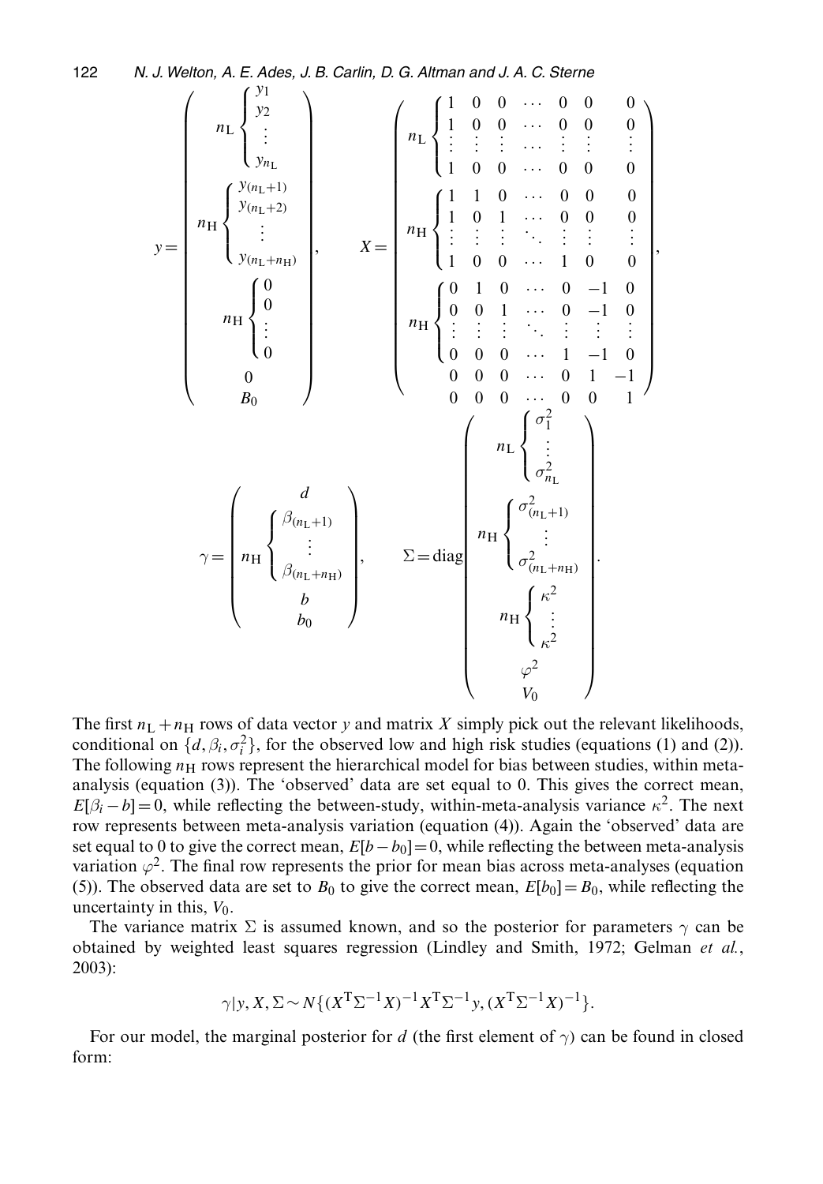$$y = \begin{pmatrix} n_{\mathrm{L}} \begin{cases} y_1 \\ y_2 \\ \vdots \\ y_{n_{\mathrm{L}}} \end{cases} \\ n_{\mathrm{H}} \begin{cases} y_{(n_{\mathrm{L}}+1)} \\ y_{(n_{\mathrm{L}}+2)} \\ \vdots \\ y_{(n_{\mathrm{L}}+n_{\mathrm{H}})} \end{cases} \\ n_{\mathrm{H}} \begin{cases} 0 \\ 0 \\ \vdots \\ 0 \end{cases} \\ 0 \\ B_0 \end{pmatrix}, \qquad X = \begin{pmatrix} n_{\mathrm{L}} \begin{cases} 1 & 0 & 0 & \cdots & 0 & 0 & 0 \\ 1 & 0 & 0 & \cdots & 0 & 0 & 0 \\ \vdots & \vdots & \vdots & \cdots & \vdots & \vdots & \vdots \\ 1 & 0 & 0 & \cdots & 0 & 0 & 0 \end{cases} \\ n_{\mathrm{H}} \begin{cases} 1 & 1 & 0 & \cdots & 0 & 0 & 0 \\ 1 & 0 & 1 & \cdots & 0 & 0 & 0 \\ \vdots & \vdots & \vdots & \ddots & \vdots & \vdots & \vdots \\ 1 & 0 & 0 & \cdots & 1 & 0 & 0 \end{cases} \\ n_{\mathrm{H}} \begin{cases} 0 & 1 & 0 & \cdots & 0 & -1 & 0 \\ 0 & 0 & 1 & \cdots & 0 & -1 & 0 \\ \vdots & \vdots & \vdots & \ddots & \vdots & \vdots & \vdots \\ 0 & 0 & 0 & \cdots & 1 & -1 & 0 \end{cases} \\ \quad 0 \quad 0 \quad 0 \quad \cdots \quad 0 \quad 1 \quad -1 \\ \quad 0 \quad 0 \quad 0 \quad \cdots \quad 0 \quad 0 \quad 1 \end{pmatrix},$$

$$\gamma = \begin{pmatrix} d \\ n_{\mathrm{H}} \begin{cases} \beta_{(n_{\mathrm{L}}+1)} \\ \vdots \\ \beta_{(n_{\mathrm{L}}+n_{\mathrm{H}})} \end{cases} \\ b \\ b_0 \end{pmatrix}, \qquad \Sigma = \mathrm{diag} \begin{pmatrix} n_{\mathrm{L}} \begin{cases} \sigma_1^2 \\ \vdots \\ \sigma_{n_{\mathrm{L}}}^2 \end{cases} \\ n_{\mathrm{H}} \begin{cases} \sigma_{(n_{\mathrm{L}}+1)}^2 \\ \vdots \\ \sigma_{(n_{\mathrm{L}}+n_{\mathrm{H}})}^2 \end{cases} \\ n_{\mathrm{H}} \begin{cases} \kappa^2 \\ \vdots \\ \kappa^2 \end{cases} \\ \varphi^2 \\ V_0 \end{pmatrix}.$$

The first $n_{\mathrm{L}} + n_{\mathrm{H}}$ rows of data vector $y$ and matrix $X$ simply pick out the relevant likelihoods, conditional on $\{d, \beta_i, \sigma_i^2\}$, for the observed low and high risk studies (equations (1) and (2)). The following $n_{\mathrm{H}}$ rows represent the hierarchical model for bias between studies, within meta-analysis (equation (3)). The 'observed' data are set equal to 0. This gives the correct mean, $E[\beta_i - b] = 0$, while reflecting the between-study, within-meta-analysis variance $\kappa^2$. The next row represents between meta-analysis variation (equation (4)). Again the 'observed' data are set equal to 0 to give the correct mean, $E[b - b_0] = 0$, while reflecting the between meta-analysis variation $\varphi^2$. The final row represents the prior for mean bias across meta-analyses (equation (5)). The observed data are set to $B_0$ to give the correct mean, $E[b_0] = B_0$, while reflecting the uncertainty in this, $V_0$.

The variance matrix $\Sigma$ is assumed known, and so the posterior for parameters $\gamma$ can be obtained by weighted least squares regression (Lindley and Smith, 1972; Gelman *et al.*, 2003):

$$\gamma | y, X, \Sigma \sim N\{(X^{\mathrm{T}} \Sigma^{-1} X)^{-1} X^{\mathrm{T}} \Sigma^{-1} y, (X^{\mathrm{T}} \Sigma^{-1} X)^{-1}\}.$$

For our model, the marginal posterior for $d$ (the first element of $\gamma$) can be found in closed form: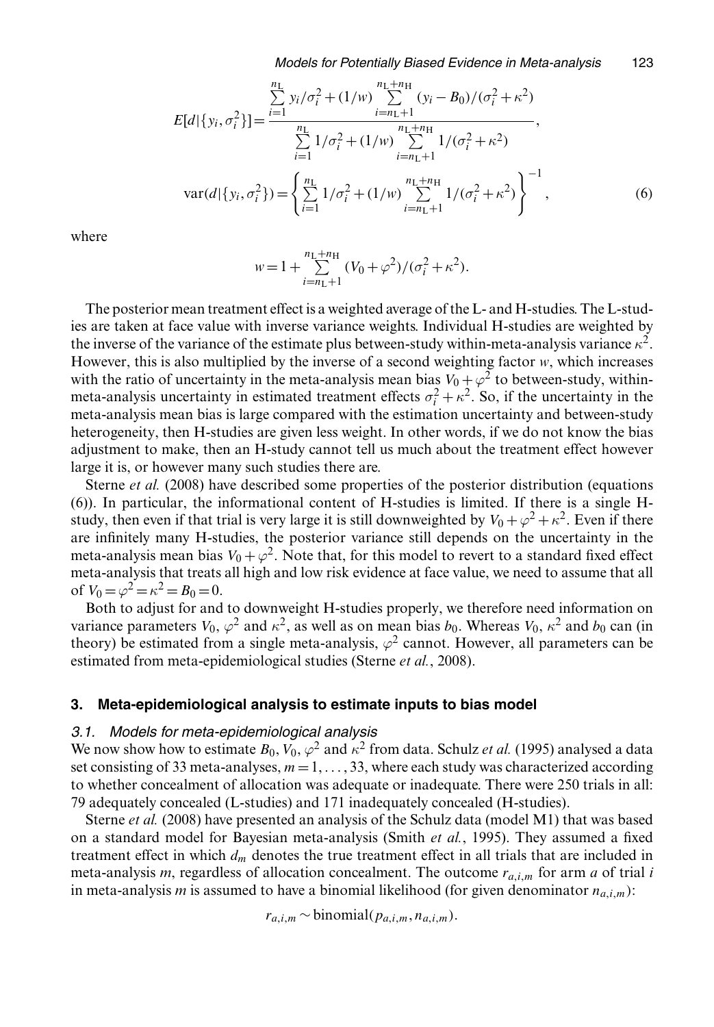$$E[d|\{y_i, \sigma_i^2\}] = \frac{\sum_{i=1}^{n_L} y_i/\sigma_i^2 + (1/w) \sum_{i=n_L+1}^{n_L+n_H} (y_i - B_0)/(\sigma_i^2 + \kappa^2)}{\sum_{i=1}^{n_L} 1/\sigma_i^2 + (1/w) \sum_{i=n_L+1}^{n_L+n_H} 1/(\sigma_i^2 + \kappa^2)},$$

$$\mathrm{var}(d|\{y_i, \sigma_i^2\}) = \left\{ \sum_{i=1}^{n_L} 1/\sigma_i^2 + (1/w) \sum_{i=n_L+1}^{n_L+n_H} 1/(\sigma_i^2 + \kappa^2) \right\}^{-1}, \tag{6}$$

where

$$w = 1 + \sum_{i=n_L+1}^{n_L+n_H} (V_0 + \varphi^2)/(\sigma_i^2 + \kappa^2).$$

The posterior mean treatment effect is a weighted average of the L- and H-studies. The L-studies are taken at face value with inverse variance weights. Individual H-studies are weighted by the inverse of the variance of the estimate plus between-study within-meta-analysis variance $\kappa^2$. However, this is also multiplied by the inverse of a second weighting factor $w$, which increases with the ratio of uncertainty in the meta-analysis mean bias $V_0 + \varphi^2$ to between-study, within-meta-analysis uncertainty in estimated treatment effects $\sigma_i^2 + \kappa^2$. So, if the uncertainty in the meta-analysis mean bias is large compared with the estimation uncertainty and between-study heterogeneity, then H-studies are given less weight. In other words, if we do not know the bias adjustment to make, then an H-study cannot tell us much about the treatment effect however large it is, or however many such studies there are.

Sterne *et al.* (2008) have described some properties of the posterior distribution (equations (6)). In particular, the informational content of H-studies is limited. If there is a single H-study, then even if that trial is very large it is still downweighted by $V_0 + \varphi^2 + \kappa^2$. Even if there are infinitely many H-studies, the posterior variance still depends on the uncertainty in the meta-analysis mean bias $V_0 + \varphi^2$. Note that, for this model to revert to a standard fixed effect meta-analysis that treats all high and low risk evidence at face value, we need to assume that all of $V_0 = \varphi^2 = \kappa^2 = B_0 = 0$.

Both to adjust for and to downweight H-studies properly, we therefore need information on variance parameters $V_0$, $\varphi^2$ and $\kappa^2$, as well as on mean bias $b_0$. Whereas $V_0$, $\kappa^2$ and $b_0$ can (in theory) be estimated from a single meta-analysis, $\varphi^2$ cannot. However, all parameters can be estimated from meta-epidemiological studies (Sterne *et al.*, 2008).

## 3. Meta-epidemiological analysis to estimate inputs to bias model

### 3.1. Models for meta-epidemiological analysis

We now show how to estimate $B_0$, $V_0$, $\varphi^2$ and $\kappa^2$ from data. Schulz *et al.* (1995) analysed a data set consisting of 33 meta-analyses, $m = 1, \ldots, 33$, where each study was characterized according to whether concealment of allocation was adequate or inadequate. There were 250 trials in all: 79 adequately concealed (L-studies) and 171 inadequately concealed (H-studies).

Sterne *et al.* (2008) have presented an analysis of the Schulz data (model M1) that was based on a standard model for Bayesian meta-analysis (Smith *et al.*, 1995). They assumed a fixed treatment effect in which $d_m$ denotes the true treatment effect in all trials that are included in meta-analysis $m$, regardless of allocation concealment. The outcome $r_{a,i,m}$ for arm $a$ of trial $i$ in meta-analysis $m$ is assumed to have a binomial likelihood (for given denominator $n_{a,i,m}$):

$$r_{a,i,m} \sim \mathrm{binomial}(p_{a,i,m}, n_{a,i,m}).$$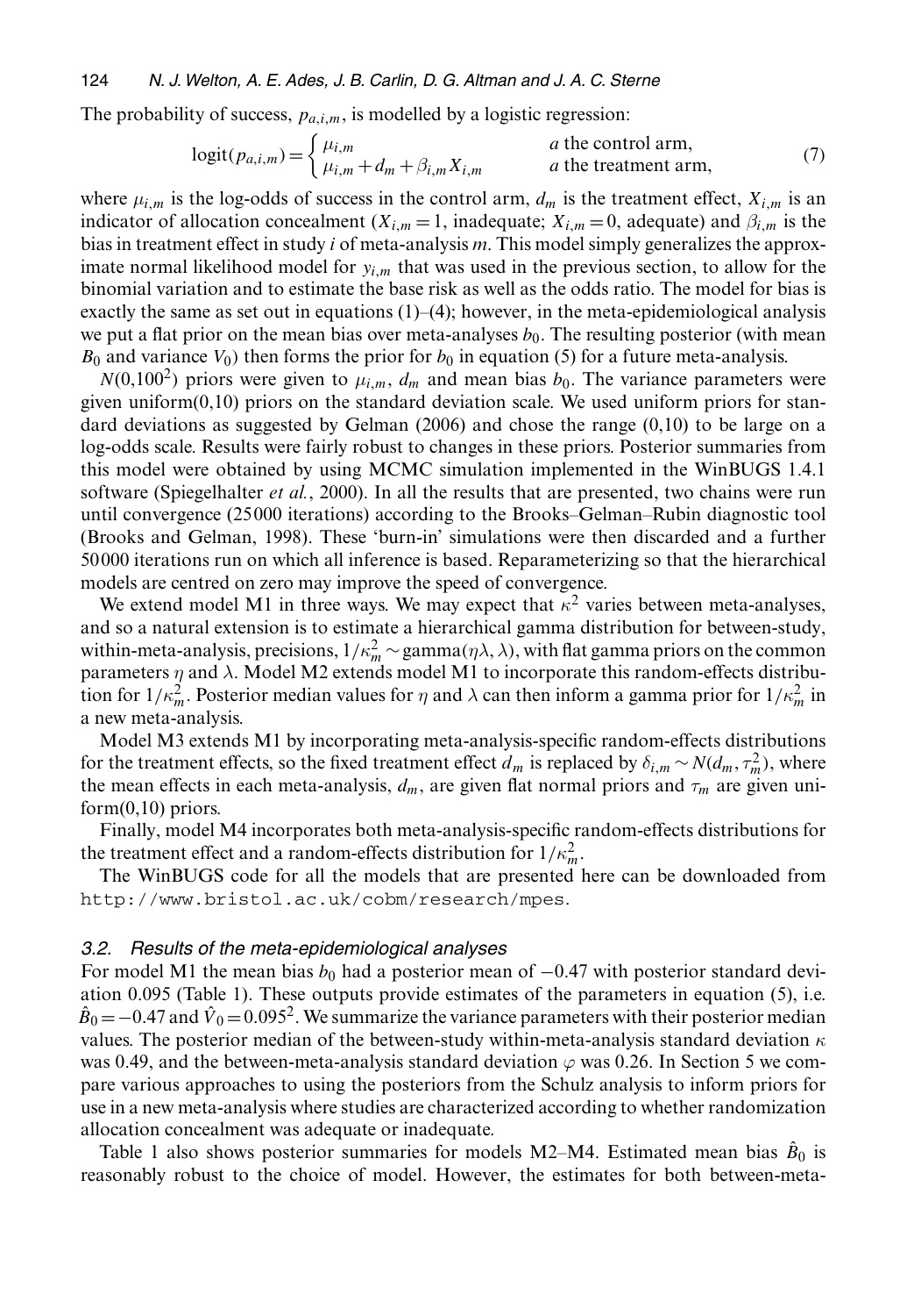The probability of success, $p_{a,i,m}$, is modelled by a logistic regression:

$$\text{logit}(p_{a,i,m}) = \begin{cases} \mu_{i,m} & a \text{ the control arm,} \\ \mu_{i,m} + d_m + \beta_{i,m} X_{i,m} & a \text{ the treatment arm,} \end{cases} \tag{7}$$

where $\mu_{i,m}$ is the log-odds of success in the control arm, $d_m$ is the treatment effect, $X_{i,m}$ is an indicator of allocation concealment ($X_{i,m} = 1$, inadequate; $X_{i,m} = 0$, adequate) and $\beta_{i,m}$ is the bias in treatment effect in study $i$ of meta-analysis $m$. This model simply generalizes the approximate normal likelihood model for $y_{i,m}$ that was used in the previous section, to allow for the binomial variation and to estimate the base risk as well as the odds ratio. The model for bias is exactly the same as set out in equations (1)–(4); however, in the meta-epidemiological analysis we put a flat prior on the mean bias over meta-analyses $b_0$. The resulting posterior (with mean $B_0$ and variance $V_0$) then forms the prior for $b_0$ in equation (5) for a future meta-analysis.

$N(0,100^2)$ priors were given to $\mu_{i,m}$, $d_m$ and mean bias $b_0$. The variance parameters were given uniform(0,10) priors on the standard deviation scale. We used uniform priors for standard deviations as suggested by Gelman (2006) and chose the range (0,10) to be large on a log-odds scale. Results were fairly robust to changes in these priors. Posterior summaries from this model were obtained by using MCMC simulation implemented in the WinBUGS 1.4.1 software (Spiegelhalter *et al.*, 2000). In all the results that are presented, two chains were run until convergence (25000 iterations) according to the Brooks–Gelman–Rubin diagnostic tool (Brooks and Gelman, 1998). These 'burn-in' simulations were then discarded and a further 50000 iterations run on which all inference is based. Reparameterizing so that the hierarchical models are centred on zero may improve the speed of convergence.

We extend model M1 in three ways. We may expect that $\kappa^2$ varies between meta-analyses, and so a natural extension is to estimate a hierarchical gamma distribution for between-study, within-meta-analysis, precisions, $1/\kappa_m^2 \sim \text{gamma}(\eta\lambda, \lambda)$, with flat gamma priors on the common parameters $\eta$ and $\lambda$. Model M2 extends model M1 to incorporate this random-effects distribution for $1/\kappa_m^2$. Posterior median values for $\eta$ and $\lambda$ can then inform a gamma prior for $1/\kappa_m^2$ in a new meta-analysis.

Model M3 extends M1 by incorporating meta-analysis-specific random-effects distributions for the treatment effects, so the fixed treatment effect $d_m$ is replaced by $\delta_{i,m} \sim N(d_m, \tau_m^2)$, where the mean effects in each meta-analysis, $d_m$, are given flat normal priors and $\tau_m$ are given uniform(0,10) priors.

Finally, model M4 incorporates both meta-analysis-specific random-effects distributions for the treatment effect and a random-effects distribution for $1/\kappa_m^2$.

The WinBUGS code for all the models that are presented here can be downloaded from `http://www.bristol.ac.uk/cobm/research/mpes`.

### 3.2. Results of the meta-epidemiological analyses

For model M1 the mean bias $b_0$ had a posterior mean of $-0.47$ with posterior standard deviation 0.095 (Table 1). These outputs provide estimates of the parameters in equation (5), i.e. $\hat{B}_0 = -0.47$ and $\hat{V}_0 = 0.095^2$. We summarize the variance parameters with their posterior median values. The posterior median of the between-study within-meta-analysis standard deviation $\kappa$ was 0.49, and the between-meta-analysis standard deviation $\varphi$ was 0.26. In Section 5 we compare various approaches to using the posteriors from the Schulz analysis to inform priors for use in a new meta-analysis where studies are characterized according to whether randomization allocation concealment was adequate or inadequate.

Table 1 also shows posterior summaries for models M2–M4. Estimated mean bias $\hat{B}_0$ is reasonably robust to the choice of model. However, the estimates for both between-meta-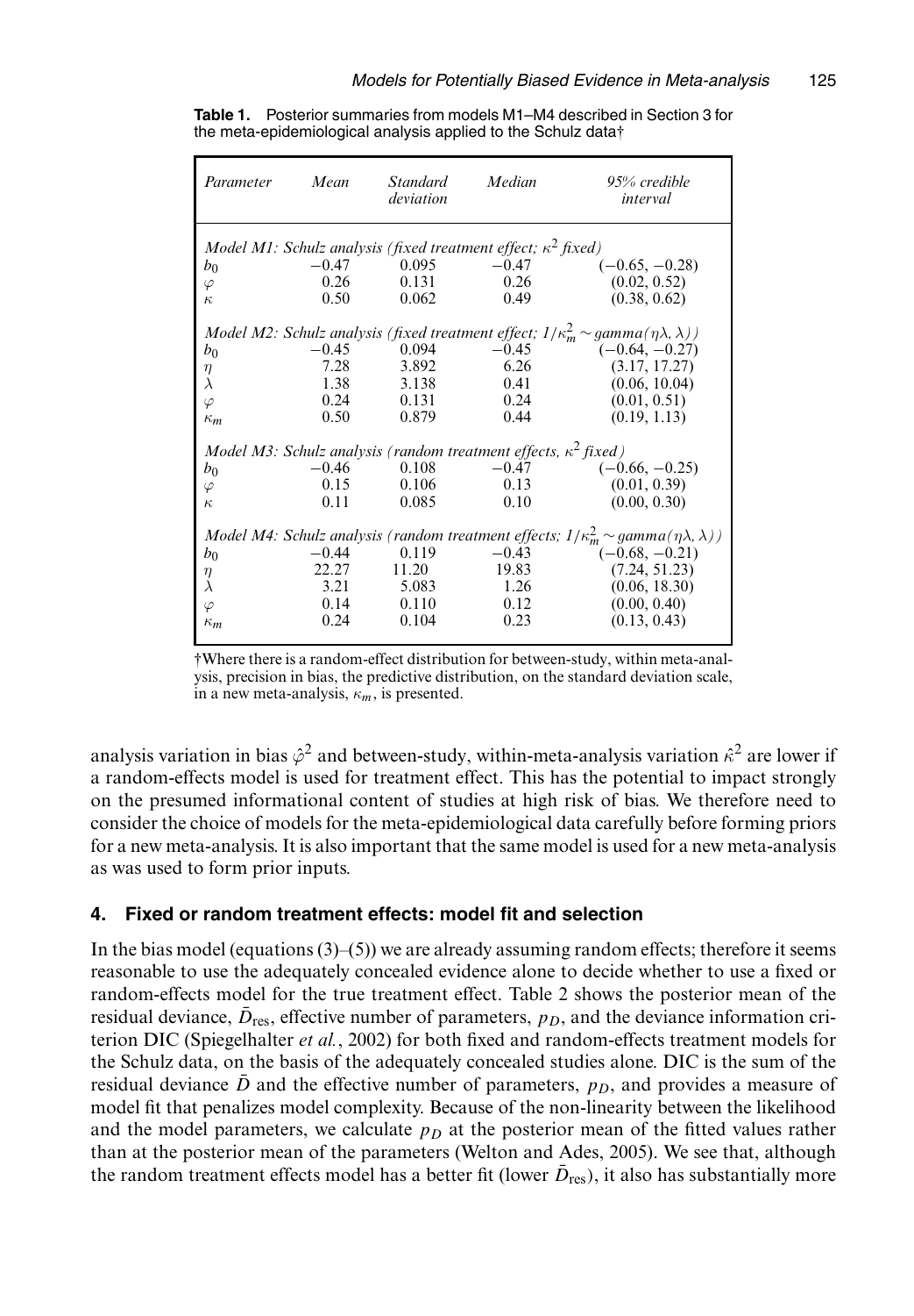**Table 1.** Posterior summaries from models M1–M4 described in Section 3 for the meta-epidemiological analysis applied to the Schulz data†

| *Parameter* | *Mean* | *Standard deviation* | *Median* | *95% credible interval* |
|---|---|---|---|---|
| *Model M1: Schulz analysis (fixed treatment effect; $\kappa^2$ fixed)* | | | | |
| $b_0$ | −0.47 | 0.095 | −0.47 | (−0.65, −0.28) |
| $\varphi$ | 0.26 | 0.131 | 0.26 | (0.02, 0.52) |
| $\kappa$ | 0.50 | 0.062 | 0.49 | (0.38, 0.62) |
| *Model M2: Schulz analysis (fixed treatment effect; $1/\kappa_m^2 \sim \text{gamma}(\eta\lambda, \lambda)$)* | | | | |
| $b_0$ | −0.45 | 0.094 | −0.45 | (−0.64, −0.27) |
| $\eta$ | 7.28 | 3.892 | 6.26 | (3.17, 17.27) |
| $\lambda$ | 1.38 | 3.138 | 0.41 | (0.06, 10.04) |
| $\varphi$ | 0.24 | 0.131 | 0.24 | (0.01, 0.51) |
| $\kappa_m$ | 0.50 | 0.879 | 0.44 | (0.19, 1.13) |
| *Model M3: Schulz analysis (random treatment effects, $\kappa^2$ fixed)* | | | | |
| $b_0$ | −0.46 | 0.108 | −0.47 | (−0.66, −0.25) |
| $\varphi$ | 0.15 | 0.106 | 0.13 | (0.01, 0.39) |
| $\kappa$ | 0.11 | 0.085 | 0.10 | (0.00, 0.30) |
| *Model M4: Schulz analysis (random treatment effects; $1/\kappa_m^2 \sim \text{gamma}(\eta\lambda, \lambda)$)* | | | | |
| $b_0$ | −0.44 | 0.119 | −0.43 | (−0.68, −0.21) |
| $\eta$ | 22.27 | 11.20 | 19.83 | (7.24, 51.23) |
| $\lambda$ | 3.21 | 5.083 | 1.26 | (0.06, 18.30) |
| $\varphi$ | 0.14 | 0.110 | 0.12 | (0.00, 0.40) |
| $\kappa_m$ | 0.24 | 0.104 | 0.23 | (0.13, 0.43) |

†Where there is a random-effect distribution for between-study, within meta-analysis, precision in bias, the predictive distribution, on the standard deviation scale, in a new meta-analysis, $\kappa_m$, is presented.

analysis variation in bias $\hat{\varphi}^2$ and between-study, within-meta-analysis variation $\hat{\kappa}^2$ are lower if a random-effects model is used for treatment effect. This has the potential to impact strongly on the presumed informational content of studies at high risk of bias. We therefore need to consider the choice of models for the meta-epidemiological data carefully before forming priors for a new meta-analysis. It is also important that the same model is used for a new meta-analysis as was used to form prior inputs.

## 4. Fixed or random treatment effects: model fit and selection

In the bias model (equations (3)–(5)) we are already assuming random effects; therefore it seems reasonable to use the adequately concealed evidence alone to decide whether to use a fixed or random-effects model for the true treatment effect. Table 2 shows the posterior mean of the residual deviance, $\bar{D}_{\text{res}}$, effective number of parameters, $p_D$, and the deviance information criterion DIC (Spiegelhalter *et al.*, 2002) for both fixed and random-effects treatment models for the Schulz data, on the basis of the adequately concealed studies alone. DIC is the sum of the residual deviance $\bar{D}$ and the effective number of parameters, $p_D$, and provides a measure of model fit that penalizes model complexity. Because of the non-linearity between the likelihood and the model parameters, we calculate $p_D$ at the posterior mean of the fitted values rather than at the posterior mean of the parameters (Welton and Ades, 2005). We see that, although the random treatment effects model has a better fit (lower $\bar{D}_{\text{res}}$), it also has substantially more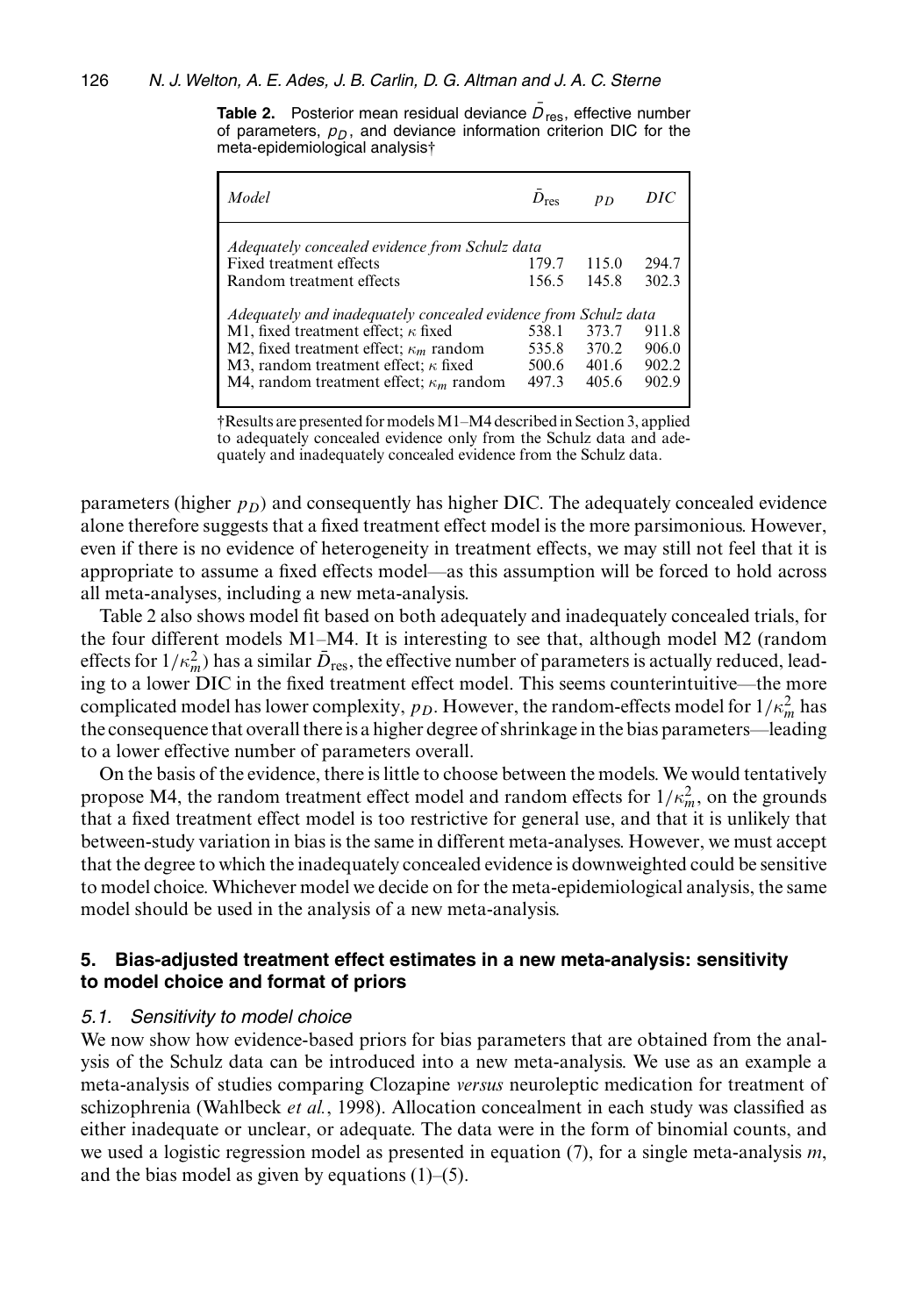**Table 2.** Posterior mean residual deviance $\bar{D}_{\text{res}}$, effective number of parameters, $p_D$, and deviance information criterion DIC for the meta-epidemiological analysis†

| *Model* | $\bar{D}_{\text{res}}$ | $p_D$ | *DIC* |
|---|---|---|---|
| *Adequately concealed evidence from Schulz data* | | | |
| Fixed treatment effects | 179.7 | 115.0 | 294.7 |
| Random treatment effects | 156.5 | 145.8 | 302.3 |
| *Adequately and inadequately concealed evidence from Schulz data* | | | |
| M1, fixed treatment effect; $\kappa$ fixed | 538.1 | 373.7 | 911.8 |
| M2, fixed treatment effect; $\kappa_m$ random | 535.8 | 370.2 | 906.0 |
| M3, random treatment effect; $\kappa$ fixed | 500.6 | 401.6 | 902.2 |
| M4, random treatment effect; $\kappa_m$ random | 497.3 | 405.6 | 902.9 |

†Results are presented for models M1–M4 described in Section 3, applied to adequately concealed evidence only from the Schulz data and adequately and inadequately concealed evidence from the Schulz data.

parameters (higher $p_D$) and consequently has higher DIC. The adequately concealed evidence alone therefore suggests that a fixed treatment effect model is the more parsimonious. However, even if there is no evidence of heterogeneity in treatment effects, we may still not feel that it is appropriate to assume a fixed effects model—as this assumption will be forced to hold across all meta-analyses, including a new meta-analysis.

Table 2 also shows model fit based on both adequately and inadequately concealed trials, for the four different models M1–M4. It is interesting to see that, although model M2 (random effects for $1/\kappa_m^2$) has a similar $\bar{D}_{\text{res}}$, the effective number of parameters is actually reduced, leading to a lower DIC in the fixed treatment effect model. This seems counterintuitive—the more complicated model has lower complexity, $p_D$. However, the random-effects model for $1/\kappa_m^2$ has the consequence that overall there is a higher degree of shrinkage in the bias parameters—leading to a lower effective number of parameters overall.

On the basis of the evidence, there is little to choose between the models. We would tentatively propose M4, the random treatment effect model and random effects for $1/\kappa_m^2$, on the grounds that a fixed treatment effect model is too restrictive for general use, and that it is unlikely that between-study variation in bias is the same in different meta-analyses. However, we must accept that the degree to which the inadequately concealed evidence is downweighted could be sensitive to model choice. Whichever model we decide on for the meta-epidemiological analysis, the same model should be used in the analysis of a new meta-analysis.

## 5. Bias-adjusted treatment effect estimates in a new meta-analysis: sensitivity to model choice and format of priors

### 5.1. Sensitivity to model choice

We now show how evidence-based priors for bias parameters that are obtained from the analysis of the Schulz data can be introduced into a new meta-analysis. We use as an example a meta-analysis of studies comparing Clozapine *versus* neuroleptic medication for treatment of schizophrenia (Wahlbeck *et al.*, 1998). Allocation concealment in each study was classified as either inadequate or unclear, or adequate. The data were in the form of binomial counts, and we used a logistic regression model as presented in equation (7), for a single meta-analysis $m$, and the bias model as given by equations (1)–(5).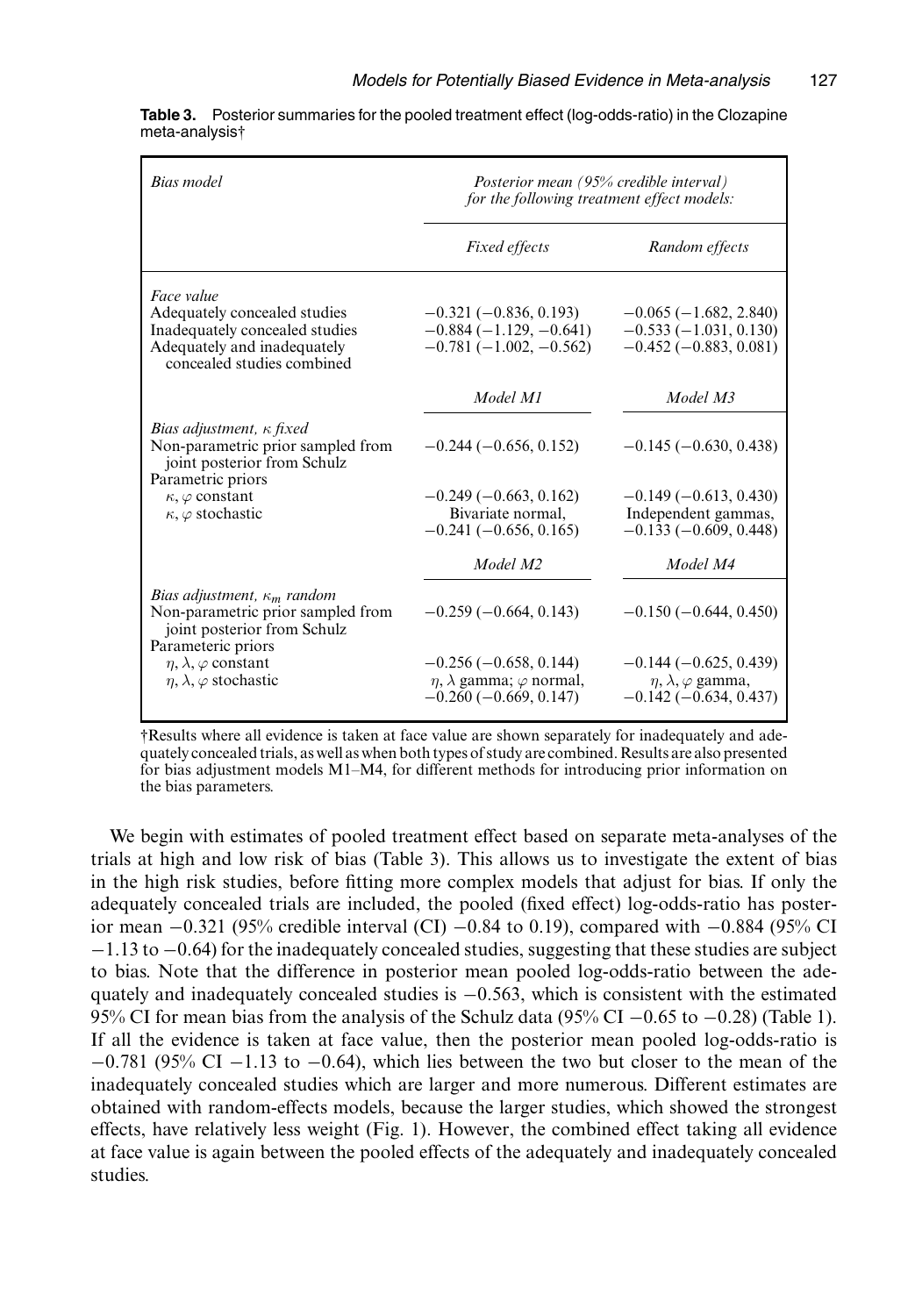**Table 3.** Posterior summaries for the pooled treatment effect (log-odds-ratio) in the Clozapine meta-analysis†

| *Bias model* | *Posterior mean (95% credible interval) for the following treatment effect models:* | |
|---|---|---|
| | *Fixed effects* | *Random effects* |
| *Face value* | | |
| Adequately concealed studies | −0.321 (−0.836, 0.193) | −0.065 (−1.682, 2.840) |
| Inadequately concealed studies | −0.884 (−1.129, −0.641) | −0.533 (−1.031, 0.130) |
| Adequately and inadequately concealed studies combined | −0.781 (−1.002, −0.562) | −0.452 (−0.883, 0.081) |
| | *Model M1* | *Model M3* |
| *Bias adjustment, $\kappa$ fixed* | | |
| Non-parametric prior sampled from joint posterior from Schulz | −0.244 (−0.656, 0.152) | −0.145 (−0.630, 0.438) |
| Parametric priors | | |
| $\kappa$, $\varphi$ constant | −0.249 (−0.663, 0.162) | −0.149 (−0.613, 0.430) |
| $\kappa$, $\varphi$ stochastic | Bivariate normal, −0.241 (−0.656, 0.165) | Independent gammas, −0.133 (−0.609, 0.448) |
| | *Model M2* | *Model M4* |
| *Bias adjustment, $\kappa_m$ random* | | |
| Non-parametric prior sampled from joint posterior from Schulz | −0.259 (−0.664, 0.143) | −0.150 (−0.644, 0.450) |
| Parameteric priors | | |
| $\eta$, $\lambda$, $\varphi$ constant | −0.256 (−0.658, 0.144) | −0.144 (−0.625, 0.439) |
| $\eta$, $\lambda$, $\varphi$ stochastic | $\eta$, $\lambda$ gamma; $\varphi$ normal, −0.260 (−0.669, 0.147) | $\eta$, $\lambda$, $\varphi$ gamma, −0.142 (−0.634, 0.437) |

†Results where all evidence is taken at face value are shown separately for inadequately and adequately concealed trials, as well as when both types of study are combined. Results are also presented for bias adjustment models M1–M4, for different methods for introducing prior information on the bias parameters.

We begin with estimates of pooled treatment effect based on separate meta-analyses of the trials at high and low risk of bias (Table 3). This allows us to investigate the extent of bias in the high risk studies, before fitting more complex models that adjust for bias. If only the adequately concealed trials are included, the pooled (fixed effect) log-odds-ratio has posterior mean −0.321 (95% credible interval (CI) −0.84 to 0.19), compared with −0.884 (95% CI −1.13 to −0.64) for the inadequately concealed studies, suggesting that these studies are subject to bias. Note that the difference in posterior mean pooled log-odds-ratio between the adequately and inadequately concealed studies is −0.563, which is consistent with the estimated 95% CI for mean bias from the analysis of the Schulz data (95% CI −0.65 to −0.28) (Table 1). If all the evidence is taken at face value, then the posterior mean pooled log-odds-ratio is −0.781 (95% CI −1.13 to −0.64), which lies between the two but closer to the mean of the inadequately concealed studies which are larger and more numerous. Different estimates are obtained with random-effects models, because the larger studies, which showed the strongest effects, have relatively less weight (Fig. 1). However, the combined effect taking all evidence at face value is again between the pooled effects of the adequately and inadequately concealed studies.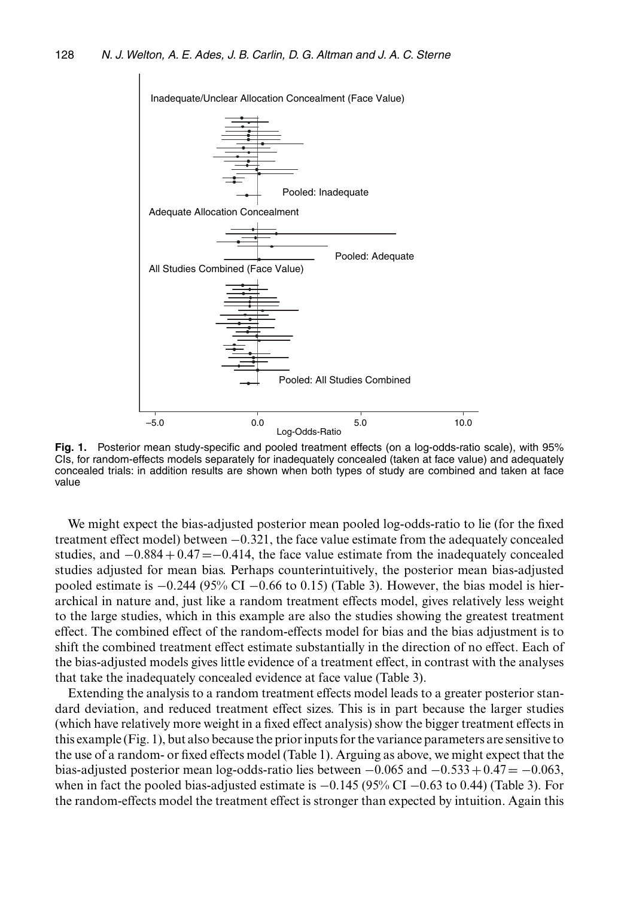Inadequate/Unclear Allocation Concealment (Face Value)

Pooled: Inadequate

Adequate Allocation Concealment

Pooled: Adequate

All Studies Combined (Face Value)

Pooled: All Studies Combined

−5.0

0.0

5.0

10.0

Log-Odds-Ratio

**Fig. 1.** Posterior mean study-specific and pooled treatment effects (on a log-odds-ratio scale), with 95% CIs, for random-effects models separately for inadequately concealed (taken at face value) and adequately concealed trials: in addition results are shown when both types of study are combined and taken at face value

We might expect the bias-adjusted posterior mean pooled log-odds-ratio to lie (for the fixed treatment effect model) between $-0.321$, the face value estimate from the adequately concealed studies, and $-0.884 + 0.47 = -0.414$, the face value estimate from the inadequately concealed studies adjusted for mean bias. Perhaps counterintuitively, the posterior mean bias-adjusted pooled estimate is $-0.244$ (95% CI $-0.66$ to 0.15) (Table 3). However, the bias model is hierarchical in nature and, just like a random treatment effects model, gives relatively less weight to the large studies, which in this example are also the studies showing the greatest treatment effect. The combined effect of the random-effects model for bias and the bias adjustment is to shift the combined treatment effect estimate substantially in the direction of no effect. Each of the bias-adjusted models gives little evidence of a treatment effect, in contrast with the analyses that take the inadequately concealed evidence at face value (Table 3).

Extending the analysis to a random treatment effects model leads to a greater posterior standard deviation, and reduced treatment effect sizes. This is in part because the larger studies (which have relatively more weight in a fixed effect analysis) show the bigger treatment effects in this example (Fig. 1), but also because the prior inputs for the variance parameters are sensitive to the use of a random- or fixed effects model (Table 1). Arguing as above, we might expect that the bias-adjusted posterior mean log-odds-ratio lies between $-0.065$ and $-0.533 + 0.47 = -0.063$, when in fact the pooled bias-adjusted estimate is $-0.145$ (95% CI $-0.63$ to 0.44) (Table 3). For the random-effects model the treatment effect is stronger than expected by intuition. Again this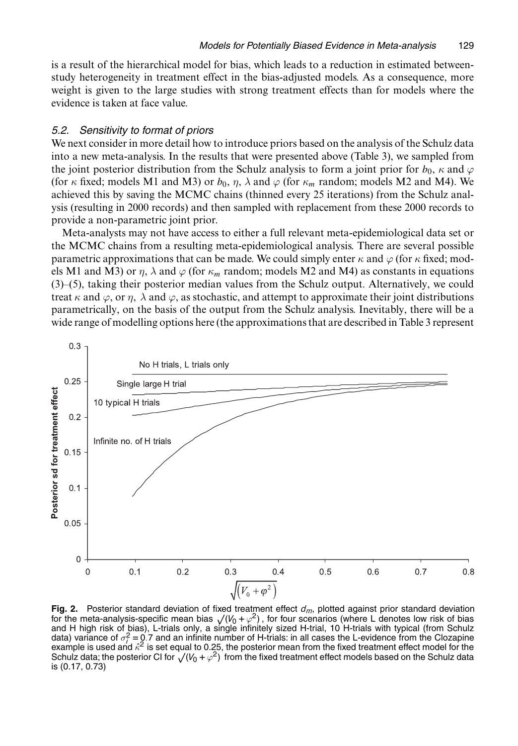is a result of the hierarchical model for bias, which leads to a reduction in estimated between-study heterogeneity in treatment effect in the bias-adjusted models. As a consequence, more weight is given to the large studies with strong treatment effects than for models where the evidence is taken at face value.

### 5.2. Sensitivity to format of priors

We next consider in more detail how to introduce priors based on the analysis of the Schulz data into a new meta-analysis. In the results that were presented above (Table 3), we sampled from the joint posterior distribution from the Schulz analysis to form a joint prior for $b_0$, $\kappa$ and $\varphi$ (for $\kappa$ fixed; models M1 and M3) or $b_0$, $\eta$, $\lambda$ and $\varphi$ (for $\kappa_m$ random; models M2 and M4). We achieved this by saving the MCMC chains (thinned every 25 iterations) from the Schulz analysis (resulting in 2000 records) and then sampled with replacement from these 2000 records to provide a non-parametric joint prior.

Meta-analysts may not have access to either a full relevant meta-epidemiological data set or the MCMC chains from a resulting meta-epidemiological analysis. There are several possible parametric approximations that can be made. We could simply enter $\kappa$ and $\varphi$ (for $\kappa$ fixed; models M1 and M3) or $\eta$, $\lambda$ and $\varphi$ (for $\kappa_m$ random; models M2 and M4) as constants in equations (3)–(5), taking their posterior median values from the Schulz output. Alternatively, we could treat $\kappa$ and $\varphi$, or $\eta$, $\lambda$ and $\varphi$, as stochastic, and attempt to approximate their joint distributions parametrically, on the basis of the output from the Schulz analysis. Inevitably, there will be a wide range of modelling options here (the approximations that are described in Table 3 represent

Posterior sd for treatment effect

0.3
0.25
0.2
0.15
0.1
0.05
0

No H trials, L trials only
Single large H trial
10 typical H trials
Infinite no. of H trials

0 0.1 0.2 0.3 0.4 0.5 0.6 0.7 0.8

$\sqrt{(V_0 + \varphi^2)}$

**Fig. 2.** Posterior standard deviation of fixed treatment effect $d_m$, plotted against prior standard deviation for the meta-analysis-specific mean bias $\sqrt{(V_0 + \varphi^2)}$, for four scenarios (where L denotes low risk of bias and H high risk of bias), L-trials only, a single infinitely sized H-trial, 10 H-trials with typical (from Schulz data) variance of $\sigma_i^2 = 0.7$ and an infinite number of H-trials: in all cases the L-evidence from the Clozapine example is used and $\hat{\kappa}^2$ is set equal to 0.25, the posterior mean from the fixed treatment effect model for the Schulz data; the posterior CI for $\sqrt{(V_0 + \varphi^2)}$ from the fixed treatment effect models based on the Schulz data is (0.17, 0.73)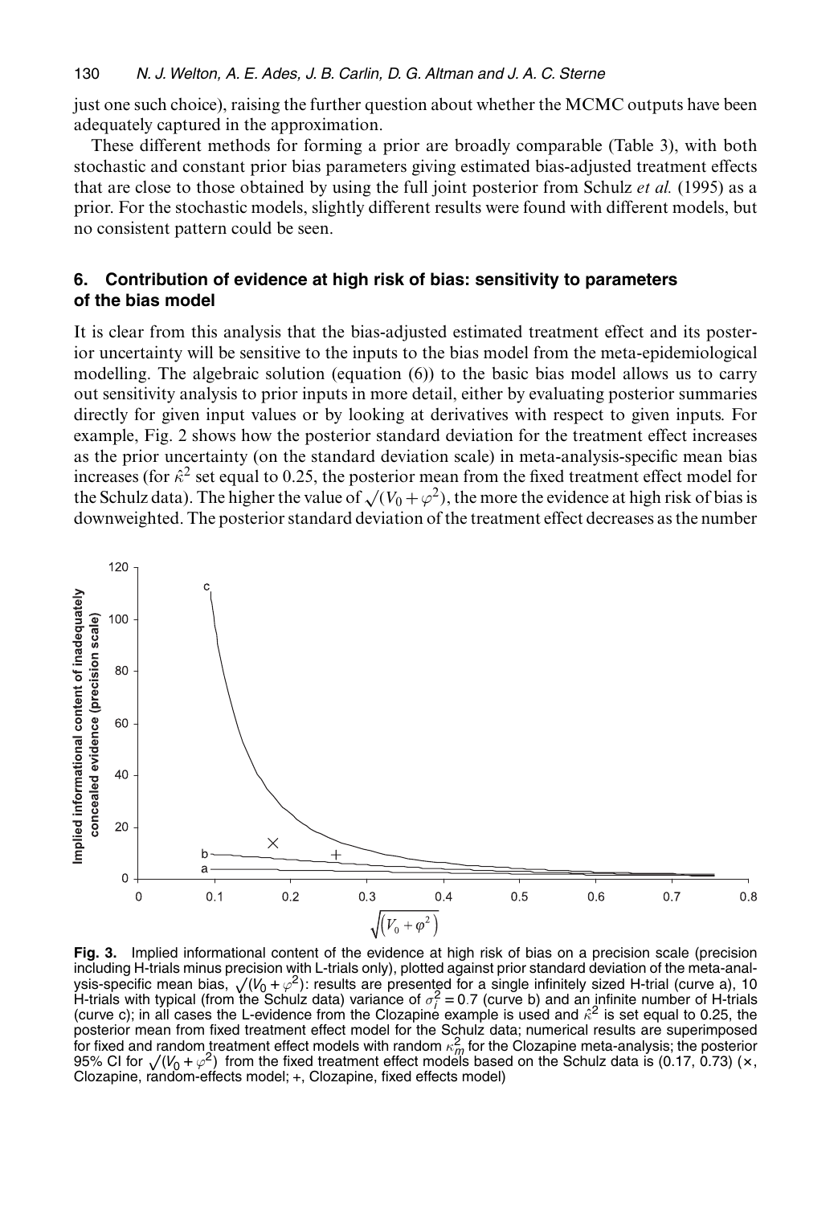just one such choice), raising the further question about whether the MCMC outputs have been adequately captured in the approximation.

These different methods for forming a prior are broadly comparable (Table 3), with both stochastic and constant prior bias parameters giving estimated bias-adjusted treatment effects that are close to those obtained by using the full joint posterior from Schulz *et al.* (1995) as a prior. For the stochastic models, slightly different results were found with different models, but no consistent pattern could be seen.

## 6. Contribution of evidence at high risk of bias: sensitivity to parameters of the bias model

It is clear from this analysis that the bias-adjusted estimated treatment effect and its posterior uncertainty will be sensitive to the inputs to the bias model from the meta-epidemiological modelling. The algebraic solution (equation (6)) to the basic bias model allows us to carry out sensitivity analysis to prior inputs in more detail, either by evaluating posterior summaries directly for given input values or by looking at derivatives with respect to given inputs. For example, Fig. 2 shows how the posterior standard deviation for the treatment effect increases as the prior uncertainty (on the standard deviation scale) in meta-analysis-specific mean bias increases (for $\hat{\kappa}^2$ set equal to 0.25, the posterior mean from the fixed treatment effect model for the Schulz data). The higher the value of $\sqrt{(V_0 + \varphi^2)}$, the more the evidence at high risk of bias is downweighted. The posterior standard deviation of the treatment effect decreases as the number

Implied informational content of inadequately concealed evidence (precision scale)

120
100
80
60
40
20
0

c
b
a
×
+

0 0.1 0.2 0.3 0.4 0.5 0.6 0.7 0.8

$\sqrt{(V_0 + \varphi^2)}$

**Fig. 3.** Implied informational content of the evidence at high risk of bias on a precision scale (precision including H-trials minus precision with L-trials only), plotted against prior standard deviation of the meta-analysis-specific mean bias, $\sqrt{(V_0 + \varphi^2)}$: results are presented for a single infinitely sized H-trial (curve a), 10 H-trials with typical (from the Schulz data) variance of $\sigma_i^2 = 0.7$ (curve b) and an infinite number of H-trials (curve c); in all cases the L-evidence from the Clozapine example is used and $\hat{\kappa}^2$ is set equal to 0.25, the posterior mean from fixed treatment effect model for the Schulz data; numerical results are superimposed for fixed and random treatment effect models with random $\kappa_m^2$ for the Clozapine meta-analysis; the posterior 95% CI for $\sqrt{(V_0 + \varphi^2)}$ from the fixed treatment effect models based on the Schulz data is (0.17, 0.73) (×, Clozapine, random-effects model; +, Clozapine, fixed effects model)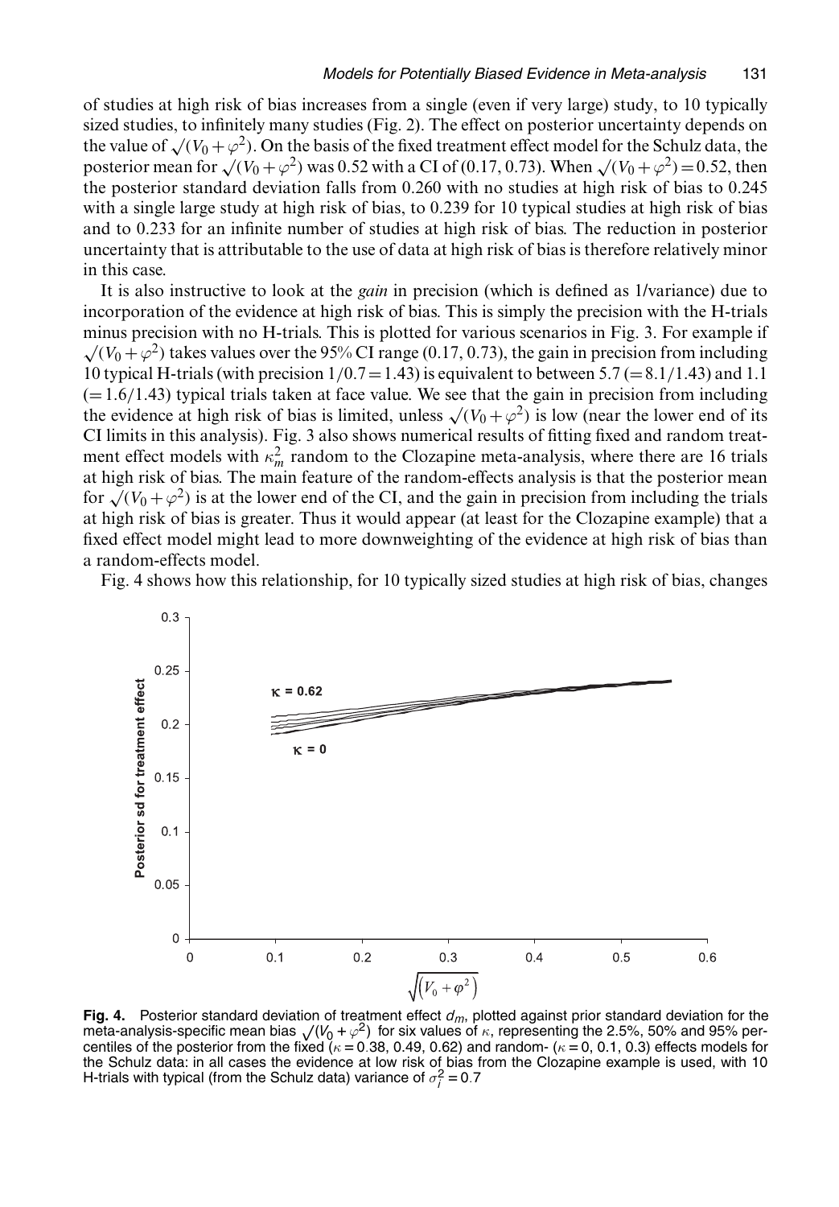of studies at high risk of bias increases from a single (even if very large) study, to 10 typically sized studies, to infinitely many studies (Fig. 2). The effect on posterior uncertainty depends on the value of $\sqrt{(V_0+\varphi^2)}$. On the basis of the fixed treatment effect model for the Schulz data, the posterior mean for $\sqrt{(V_0+\varphi^2)}$ was 0.52 with a CI of (0.17, 0.73). When $\sqrt{(V_0+\varphi^2)}=0.52$, then the posterior standard deviation falls from 0.260 with no studies at high risk of bias to 0.245 with a single large study at high risk of bias, to 0.239 for 10 typical studies at high risk of bias and to 0.233 for an infinite number of studies at high risk of bias. The reduction in posterior uncertainty that is attributable to the use of data at high risk of bias is therefore relatively minor in this case.

It is also instructive to look at the *gain* in precision (which is defined as 1/variance) due to incorporation of the evidence at high risk of bias. This is simply the precision with the H-trials minus precision with no H-trials. This is plotted for various scenarios in Fig. 3. For example if $\sqrt{(V_0+\varphi^2)}$ takes values over the 95% CI range (0.17, 0.73), the gain in precision from including 10 typical H-trials (with precision $1/0.7=1.43$) is equivalent to between 5.7 $(=8.1/1.43)$ and 1.1 $(=1.6/1.43)$ typical trials taken at face value. We see that the gain in precision from including the evidence at high risk of bias is limited, unless $\sqrt{(V_0+\varphi^2)}$ is low (near the lower end of its CI limits in this analysis). Fig. 3 also shows numerical results of fitting fixed and random treatment effect models with $\kappa_m^2$ random to the Clozapine meta-analysis, where there are 16 trials at high risk of bias. The main feature of the random-effects analysis is that the posterior mean for $\sqrt{(V_0+\varphi^2)}$ is at the lower end of the CI, and the gain in precision from including the trials at high risk of bias is greater. Thus it would appear (at least for the Clozapine example) that a fixed effect model might lead to more downweighting of the evidence at high risk of bias than a random-effects model.

Fig. 4 shows how this relationship, for 10 typically sized studies at high risk of bias, changes

Posterior sd for treatment effect

0.3
0.25
0.2
0.15
0.1
0.05
0

κ = 0.62

κ = 0

0 0.1 0.2 0.3 0.4 0.5 0.6

$\sqrt{(V_0+\varphi^2)}$

**Fig. 4.** Posterior standard deviation of treatment effect $d_m$, plotted against prior standard deviation for the meta-analysis-specific mean bias $\sqrt{(V_0+\varphi^2)}$ for six values of $\kappa$, representing the 2.5%, 50% and 95% percentiles of the posterior from the fixed ($\kappa=0.38$, 0.49, 0.62) and random- ($\kappa=0$, 0.1, 0.3) effects models for the Schulz data: in all cases the evidence at low risk of bias from the Clozapine example is used, with 10 H-trials with typical (from the Schulz data) variance of $\sigma_i^2=0.7$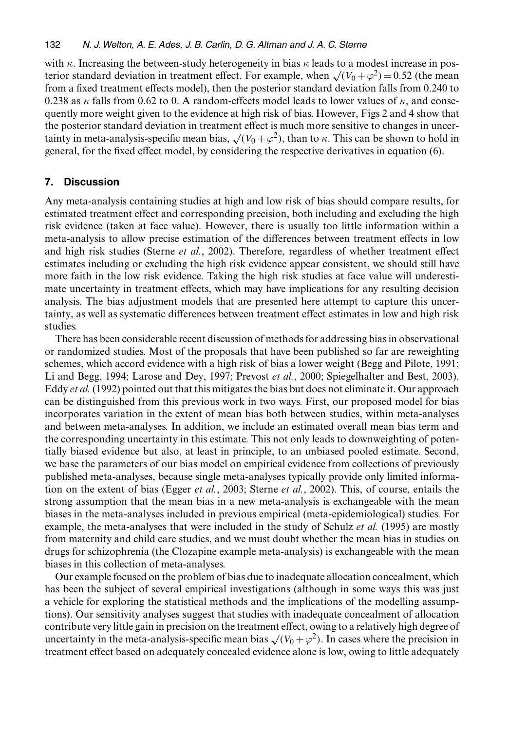with $\kappa$. Increasing the between-study heterogeneity in bias $\kappa$ leads to a modest increase in posterior standard deviation in treatment effect. For example, when $\sqrt{(V_0 + \varphi^2)} = 0.52$ (the mean from a fixed treatment effects model), then the posterior standard deviation falls from 0.240 to 0.238 as $\kappa$ falls from 0.62 to 0. A random-effects model leads to lower values of $\kappa$, and consequently more weight given to the evidence at high risk of bias. However, Figs 2 and 4 show that the posterior standard deviation in treatment effect is much more sensitive to changes in uncertainty in meta-analysis-specific mean bias, $\sqrt{(V_0 + \varphi^2)}$, than to $\kappa$. This can be shown to hold in general, for the fixed effect model, by considering the respective derivatives in equation (6).

## 7. Discussion

Any meta-analysis containing studies at high and low risk of bias should compare results, for estimated treatment effect and corresponding precision, both including and excluding the high risk evidence (taken at face value). However, there is usually too little information within a meta-analysis to allow precise estimation of the differences between treatment effects in low and high risk studies (Sterne *et al.*, 2002). Therefore, regardless of whether treatment effect estimates including or excluding the high risk evidence appear consistent, we should still have more faith in the low risk evidence. Taking the high risk studies at face value will underestimate uncertainty in treatment effects, which may have implications for any resulting decision analysis. The bias adjustment models that are presented here attempt to capture this uncertainty, as well as systematic differences between treatment effect estimates in low and high risk studies.

There has been considerable recent discussion of methods for addressing bias in observational or randomized studies. Most of the proposals that have been published so far are reweighting schemes, which accord evidence with a high risk of bias a lower weight (Begg and Pilote, 1991; Li and Begg, 1994; Larose and Dey, 1997; Prevost *et al.*, 2000; Spiegelhalter and Best, 2003). Eddy *et al.* (1992) pointed out that this mitigates the bias but does not eliminate it. Our approach can be distinguished from this previous work in two ways. First, our proposed model for bias incorporates variation in the extent of mean bias both between studies, within meta-analyses and between meta-analyses. In addition, we include an estimated overall mean bias term and the corresponding uncertainty in this estimate. This not only leads to downweighting of potentially biased evidence but also, at least in principle, to an unbiased pooled estimate. Second, we base the parameters of our bias model on empirical evidence from collections of previously published meta-analyses, because single meta-analyses typically provide only limited information on the extent of bias (Egger *et al.*, 2003; Sterne *et al.*, 2002). This, of course, entails the strong assumption that the mean bias in a new meta-analysis is exchangeable with the mean biases in the meta-analyses included in previous empirical (meta-epidemiological) studies. For example, the meta-analyses that were included in the study of Schulz *et al.* (1995) are mostly from maternity and child care studies, and we must doubt whether the mean bias in studies on drugs for schizophrenia (the Clozapine example meta-analysis) is exchangeable with the mean biases in this collection of meta-analyses.

Our example focused on the problem of bias due to inadequate allocation concealment, which has been the subject of several empirical investigations (although in some ways this was just a vehicle for exploring the statistical methods and the implications of the modelling assumptions). Our sensitivity analyses suggest that studies with inadequate concealment of allocation contribute very little gain in precision on the treatment effect, owing to a relatively high degree of uncertainty in the meta-analysis-specific mean bias $\sqrt{(V_0 + \varphi^2)}$. In cases where the precision in treatment effect based on adequately concealed evidence alone is low, owing to little adequately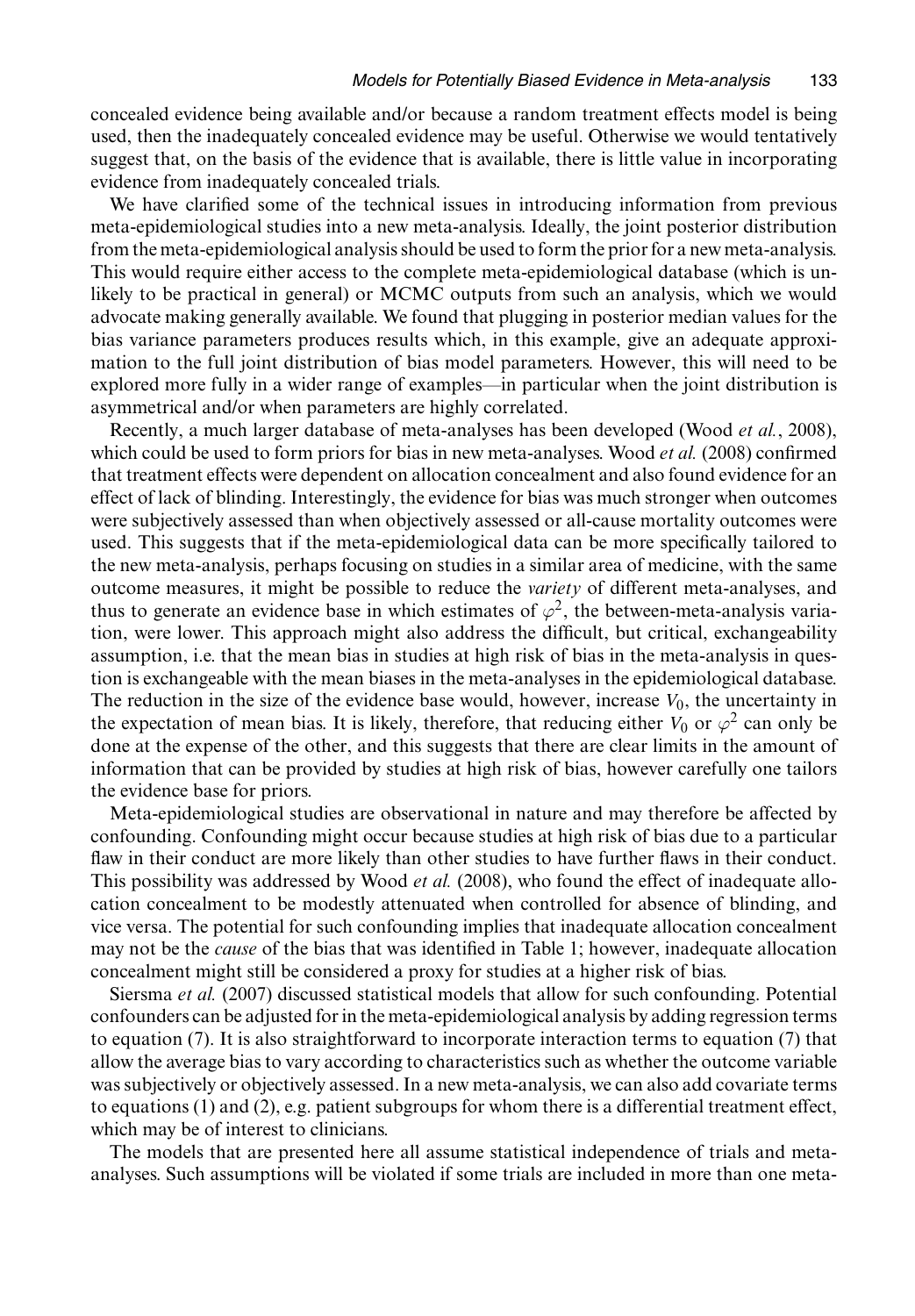concealed evidence being available and/or because a random treatment effects model is being used, then the inadequately concealed evidence may be useful. Otherwise we would tentatively suggest that, on the basis of the evidence that is available, there is little value in incorporating evidence from inadequately concealed trials.

We have clarified some of the technical issues in introducing information from previous meta-epidemiological studies into a new meta-analysis. Ideally, the joint posterior distribution from the meta-epidemiological analysis should be used to form the prior for a new meta-analysis. This would require either access to the complete meta-epidemiological database (which is unlikely to be practical in general) or MCMC outputs from such an analysis, which we would advocate making generally available. We found that plugging in posterior median values for the bias variance parameters produces results which, in this example, give an adequate approximation to the full joint distribution of bias model parameters. However, this will need to be explored more fully in a wider range of examples—in particular when the joint distribution is asymmetrical and/or when parameters are highly correlated.

Recently, a much larger database of meta-analyses has been developed (Wood *et al.*, 2008), which could be used to form priors for bias in new meta-analyses. Wood *et al.* (2008) confirmed that treatment effects were dependent on allocation concealment and also found evidence for an effect of lack of blinding. Interestingly, the evidence for bias was much stronger when outcomes were subjectively assessed than when objectively assessed or all-cause mortality outcomes were used. This suggests that if the meta-epidemiological data can be more specifically tailored to the new meta-analysis, perhaps focusing on studies in a similar area of medicine, with the same outcome measures, it might be possible to reduce the *variety* of different meta-analyses, and thus to generate an evidence base in which estimates of $\varphi^2$, the between-meta-analysis variation, were lower. This approach might also address the difficult, but critical, exchangeability assumption, i.e. that the mean bias in studies at high risk of bias in the meta-analysis in question is exchangeable with the mean biases in the meta-analyses in the epidemiological database. The reduction in the size of the evidence base would, however, increase $V_0$, the uncertainty in the expectation of mean bias. It is likely, therefore, that reducing either $V_0$ or $\varphi^2$ can only be done at the expense of the other, and this suggests that there are clear limits in the amount of information that can be provided by studies at high risk of bias, however carefully one tailors the evidence base for priors.

Meta-epidemiological studies are observational in nature and may therefore be affected by confounding. Confounding might occur because studies at high risk of bias due to a particular flaw in their conduct are more likely than other studies to have further flaws in their conduct. This possibility was addressed by Wood *et al.* (2008), who found the effect of inadequate allocation concealment to be modestly attenuated when controlled for absence of blinding, and vice versa. The potential for such confounding implies that inadequate allocation concealment may not be the *cause* of the bias that was identified in Table 1; however, inadequate allocation concealment might still be considered a proxy for studies at a higher risk of bias.

Siersma *et al.* (2007) discussed statistical models that allow for such confounding. Potential confounders can be adjusted for in the meta-epidemiological analysis by adding regression terms to equation (7). It is also straightforward to incorporate interaction terms to equation (7) that allow the average bias to vary according to characteristics such as whether the outcome variable was subjectively or objectively assessed. In a new meta-analysis, we can also add covariate terms to equations (1) and (2), e.g. patient subgroups for whom there is a differential treatment effect, which may be of interest to clinicians.

The models that are presented here all assume statistical independence of trials and meta-analyses. Such assumptions will be violated if some trials are included in more than one meta-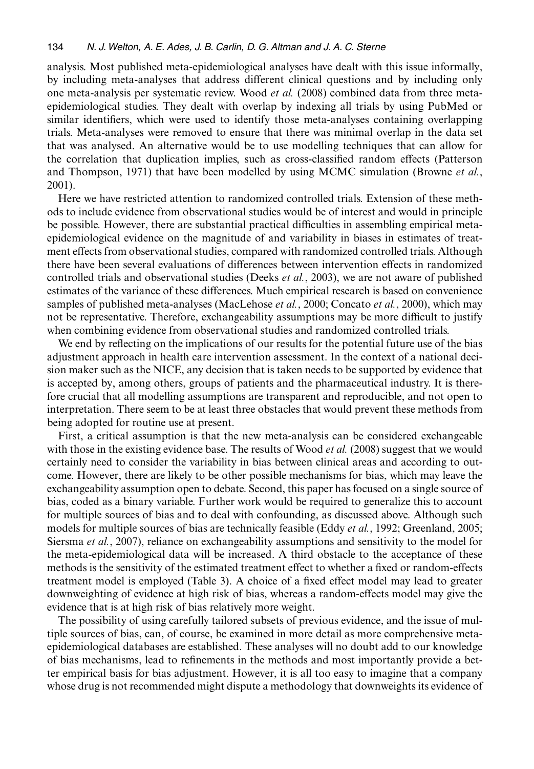analysis. Most published meta-epidemiological analyses have dealt with this issue informally, by including meta-analyses that address different clinical questions and by including only one meta-analysis per systematic review. Wood *et al.* (2008) combined data from three meta-epidemiological studies. They dealt with overlap by indexing all trials by using PubMed or similar identifiers, which were used to identify those meta-analyses containing overlapping trials. Meta-analyses were removed to ensure that there was minimal overlap in the data set that was analysed. An alternative would be to use modelling techniques that can allow for the correlation that duplication implies, such as cross-classified random effects (Patterson and Thompson, 1971) that have been modelled by using MCMC simulation (Browne *et al.*, 2001).

Here we have restricted attention to randomized controlled trials. Extension of these methods to include evidence from observational studies would be of interest and would in principle be possible. However, there are substantial practical difficulties in assembling empirical meta-epidemiological evidence on the magnitude of and variability in biases in estimates of treatment effects from observational studies, compared with randomized controlled trials. Although there have been several evaluations of differences between intervention effects in randomized controlled trials and observational studies (Deeks *et al.*, 2003), we are not aware of published estimates of the variance of these differences. Much empirical research is based on convenience samples of published meta-analyses (MacLehose *et al.*, 2000; Concato *et al.*, 2000), which may not be representative. Therefore, exchangeability assumptions may be more difficult to justify when combining evidence from observational studies and randomized controlled trials.

We end by reflecting on the implications of our results for the potential future use of the bias adjustment approach in health care intervention assessment. In the context of a national decision maker such as the NICE, any decision that is taken needs to be supported by evidence that is accepted by, among others, groups of patients and the pharmaceutical industry. It is therefore crucial that all modelling assumptions are transparent and reproducible, and not open to interpretation. There seem to be at least three obstacles that would prevent these methods from being adopted for routine use at present.

First, a critical assumption is that the new meta-analysis can be considered exchangeable with those in the existing evidence base. The results of Wood *et al.* (2008) suggest that we would certainly need to consider the variability in bias between clinical areas and according to outcome. However, there are likely to be other possible mechanisms for bias, which may leave the exchangeability assumption open to debate. Second, this paper has focused on a single source of bias, coded as a binary variable. Further work would be required to generalize this to account for multiple sources of bias and to deal with confounding, as discussed above. Although such models for multiple sources of bias are technically feasible (Eddy *et al.*, 1992; Greenland, 2005; Siersma *et al.*, 2007), reliance on exchangeability assumptions and sensitivity to the model for the meta-epidemiological data will be increased. A third obstacle to the acceptance of these methods is the sensitivity of the estimated treatment effect to whether a fixed or random-effects treatment model is employed (Table 3). A choice of a fixed effect model may lead to greater downweighting of evidence at high risk of bias, whereas a random-effects model may give the evidence that is at high risk of bias relatively more weight.

The possibility of using carefully tailored subsets of previous evidence, and the issue of multiple sources of bias, can, of course, be examined in more detail as more comprehensive meta-epidemiological databases are established. These analyses will no doubt add to our knowledge of bias mechanisms, lead to refinements in the methods and most importantly provide a better empirical basis for bias adjustment. However, it is all too easy to imagine that a company whose drug is not recommended might dispute a methodology that downweights its evidence of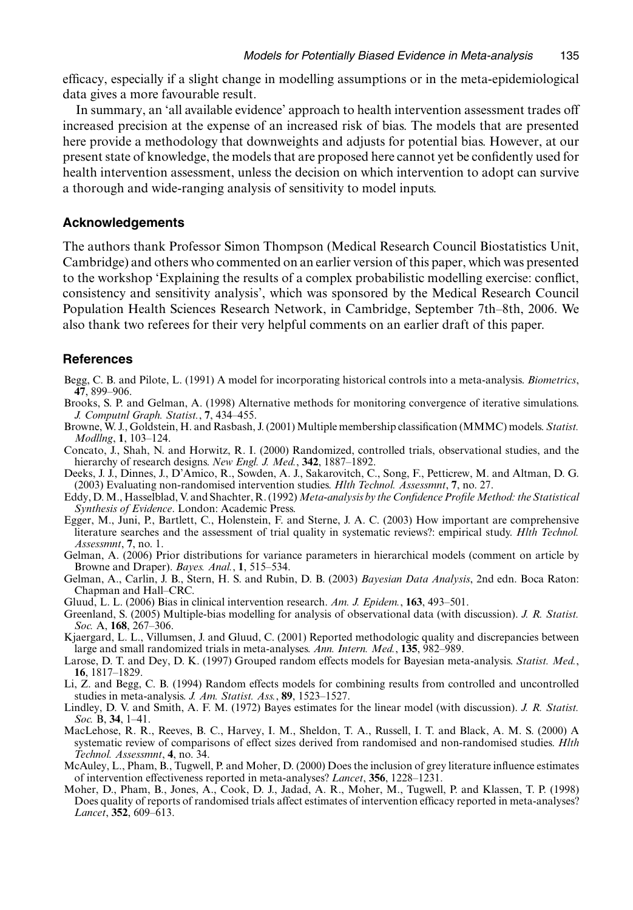efficacy, especially if a slight change in modelling assumptions or in the meta-epidemiological data gives a more favourable result.

In summary, an 'all available evidence' approach to health intervention assessment trades off increased precision at the expense of an increased risk of bias. The models that are presented here provide a methodology that downweights and adjusts for potential bias. However, at our present state of knowledge, the models that are proposed here cannot yet be confidently used for health intervention assessment, unless the decision on which intervention to adopt can survive a thorough and wide-ranging analysis of sensitivity to model inputs.

## Acknowledgements

The authors thank Professor Simon Thompson (Medical Research Council Biostatistics Unit, Cambridge) and others who commented on an earlier version of this paper, which was presented to the workshop 'Explaining the results of a complex probabilistic modelling exercise: conflict, consistency and sensitivity analysis', which was sponsored by the Medical Research Council Population Health Sciences Research Network, in Cambridge, September 7th–8th, 2006. We also thank two referees for their very helpful comments on an earlier draft of this paper.

## References

Begg, C. B. and Pilote, L. (1991) A model for incorporating historical controls into a meta-analysis. *Biometrics*, **47**, 899–906.

Brooks, S. P. and Gelman, A. (1998) Alternative methods for monitoring convergence of iterative simulations. *J. Computnl Graph. Statist.*, **7**, 434–455.

Browne, W. J., Goldstein, H. and Rasbash, J. (2001) Multiple membership classification (MMMC) models. *Statist. Modllng*, **1**, 103–124.

Concato, J., Shah, N. and Horwitz, R. I. (2000) Randomized, controlled trials, observational studies, and the hierarchy of research designs. *New Engl. J. Med.*, **342**, 1887–1892.

Deeks, J. J., Dinnes, J., D'Amico, R., Sowden, A. J., Sakarovitch, C., Song, F., Petticrew, M. and Altman, D. G. (2003) Evaluating non-randomised intervention studies. *Hlth Technol. Assessmnt*, **7**, no. 27.

Eddy, D. M., Hasselblad, V. and Shachter, R. (1992) *Meta-analysis by the Confidence Profile Method: the Statistical Synthesis of Evidence*. London: Academic Press.

Egger, M., Juni, P., Bartlett, C., Holenstein, F. and Sterne, J. A. C. (2003) How important are comprehensive literature searches and the assessment of trial quality in systematic reviews?: empirical study. *Hlth Technol. Assessmnt*, **7**, no. 1.

Gelman, A. (2006) Prior distributions for variance parameters in hierarchical models (comment on article by Browne and Draper). *Bayes. Anal.*, **1**, 515–534.

Gelman, A., Carlin, J. B., Stern, H. S. and Rubin, D. B. (2003) *Bayesian Data Analysis*, 2nd edn. Boca Raton: Chapman and Hall–CRC.

Gluud, L. L. (2006) Bias in clinical intervention research. *Am. J. Epidem.*, **163**, 493–501.

Greenland, S. (2005) Multiple-bias modelling for analysis of observational data (with discussion). *J. R. Statist. Soc.* A, **168**, 267–306.

Kjaergard, L. L., Villumsen, J. and Gluud, C. (2001) Reported methodologic quality and discrepancies between large and small randomized trials in meta-analyses. *Ann. Intern. Med.*, **135**, 982–989.

Larose, D. T. and Dey, D. K. (1997) Grouped random effects models for Bayesian meta-analysis. *Statist. Med.*, **16**, 1817–1829.

Li, Z. and Begg, C. B. (1994) Random effects models for combining results from controlled and uncontrolled studies in meta-analysis. *J. Am. Statist. Ass.*, **89**, 1523–1527.

Lindley, D. V. and Smith, A. F. M. (1972) Bayes estimates for the linear model (with discussion). *J. R. Statist. Soc.* B, **34**, 1–41.

MacLehose, R. R., Reeves, B. C., Harvey, I. M., Sheldon, T. A., Russell, I. T. and Black, A. M. S. (2000) A systematic review of comparisons of effect sizes derived from randomised and non-randomised studies. *Hlth Technol. Assessmnt*, **4**, no. 34.

McAuley, L., Pham, B., Tugwell, P. and Moher, D. (2000) Does the inclusion of grey literature influence estimates of intervention effectiveness reported in meta-analyses? *Lancet*, **356**, 1228–1231.

Moher, D., Pham, B., Jones, A., Cook, D. J., Jadad, A. R., Moher, M., Tugwell, P. and Klassen, T. P. (1998) Does quality of reports of randomised trials affect estimates of intervention efficacy reported in meta-analyses? *Lancet*, **352**, 609–613.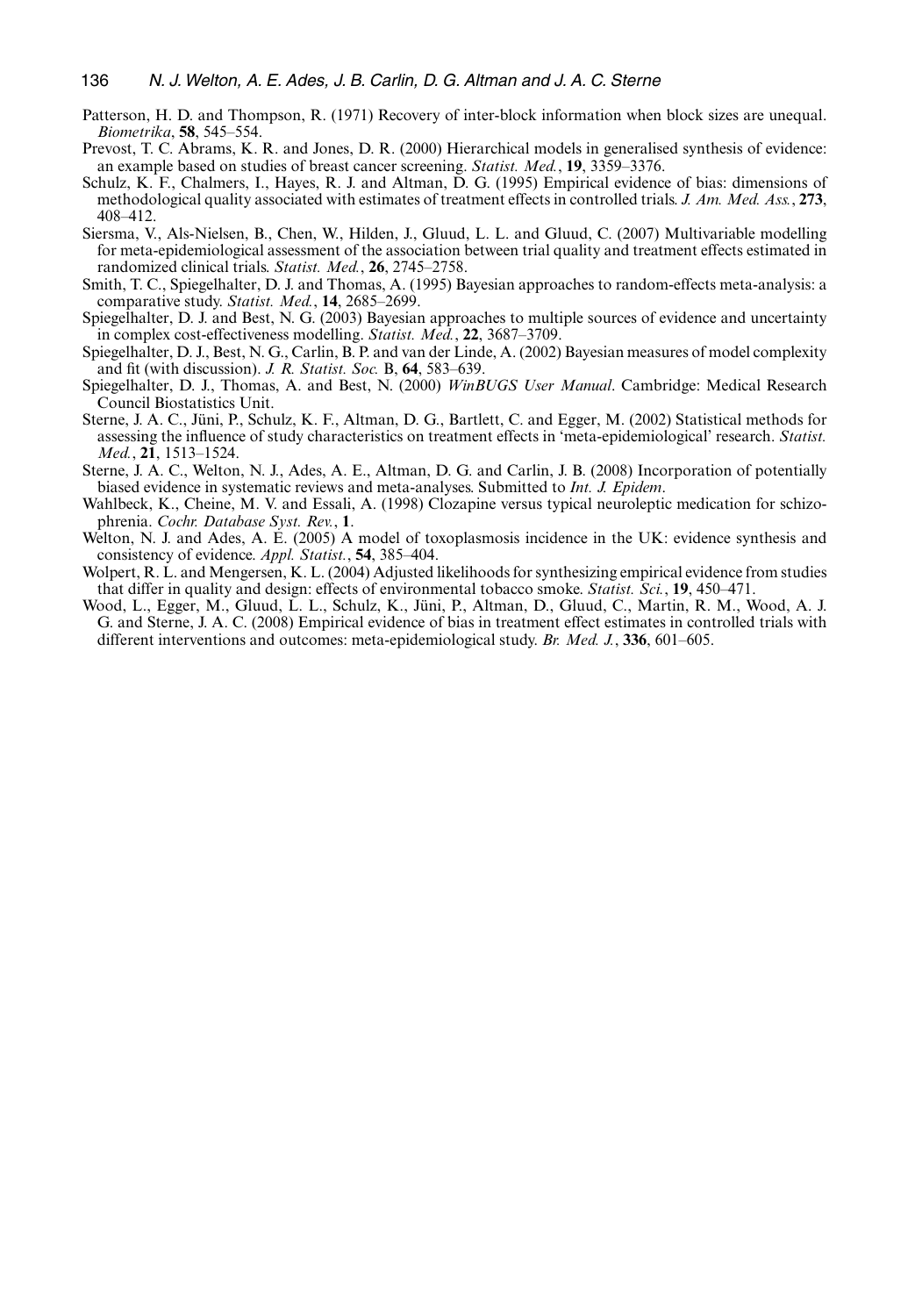Patterson, H. D. and Thompson, R. (1971) Recovery of inter-block information when block sizes are unequal. *Biometrika*, **58**, 545–554.

Prevost, T. C. Abrams, K. R. and Jones, D. R. (2000) Hierarchical models in generalised synthesis of evidence: an example based on studies of breast cancer screening. *Statist. Med.*, **19**, 3359–3376.

Schulz, K. F., Chalmers, I., Hayes, R. J. and Altman, D. G. (1995) Empirical evidence of bias: dimensions of methodological quality associated with estimates of treatment effects in controlled trials. *J. Am. Med. Ass.*, **273**, 408–412.

Siersma, V., Als-Nielsen, B., Chen, W., Hilden, J., Gluud, L. L. and Gluud, C. (2007) Multivariable modelling for meta-epidemiological assessment of the association between trial quality and treatment effects estimated in randomized clinical trials. *Statist. Med.*, **26**, 2745–2758.

Smith, T. C., Spiegelhalter, D. J. and Thomas, A. (1995) Bayesian approaches to random-effects meta-analysis: a comparative study. *Statist. Med.*, **14**, 2685–2699.

Spiegelhalter, D. J. and Best, N. G. (2003) Bayesian approaches to multiple sources of evidence and uncertainty in complex cost-effectiveness modelling. *Statist. Med.*, **22**, 3687–3709.

Spiegelhalter, D. J., Best, N. G., Carlin, B. P. and van der Linde, A. (2002) Bayesian measures of model complexity and fit (with discussion). *J. R. Statist. Soc.* B, **64**, 583–639.

Spiegelhalter, D. J., Thomas, A. and Best, N. (2000) *WinBUGS User Manual*. Cambridge: Medical Research Council Biostatistics Unit.

Sterne, J. A. C., Jüni, P., Schulz, K. F., Altman, D. G., Bartlett, C. and Egger, M. (2002) Statistical methods for assessing the influence of study characteristics on treatment effects in 'meta-epidemiological' research. *Statist. Med.*, **21**, 1513–1524.

Sterne, J. A. C., Welton, N. J., Ades, A. E., Altman, D. G. and Carlin, J. B. (2008) Incorporation of potentially biased evidence in systematic reviews and meta-analyses. Submitted to *Int. J. Epidem*.

Wahlbeck, K., Cheine, M. V. and Essali, A. (1998) Clozapine versus typical neuroleptic medication for schizophrenia. *Cochr. Database Syst. Rev.*, **1**.

Welton, N. J. and Ades, A. E. (2005) A model of toxoplasmosis incidence in the UK: evidence synthesis and consistency of evidence. *Appl. Statist.*, **54**, 385–404.

Wolpert, R. L. and Mengersen, K. L. (2004) Adjusted likelihoods for synthesizing empirical evidence from studies that differ in quality and design: effects of environmental tobacco smoke. *Statist. Sci.*, **19**, 450–471.

Wood, L., Egger, M., Gluud, L. L., Schulz, K., Jüni, P., Altman, D., Gluud, C., Martin, R. M., Wood, A. J. G. and Sterne, J. A. C. (2008) Empirical evidence of bias in treatment effect estimates in controlled trials with different interventions and outcomes: meta-epidemiological study. *Br. Med. J.*, **336**, 601–605.